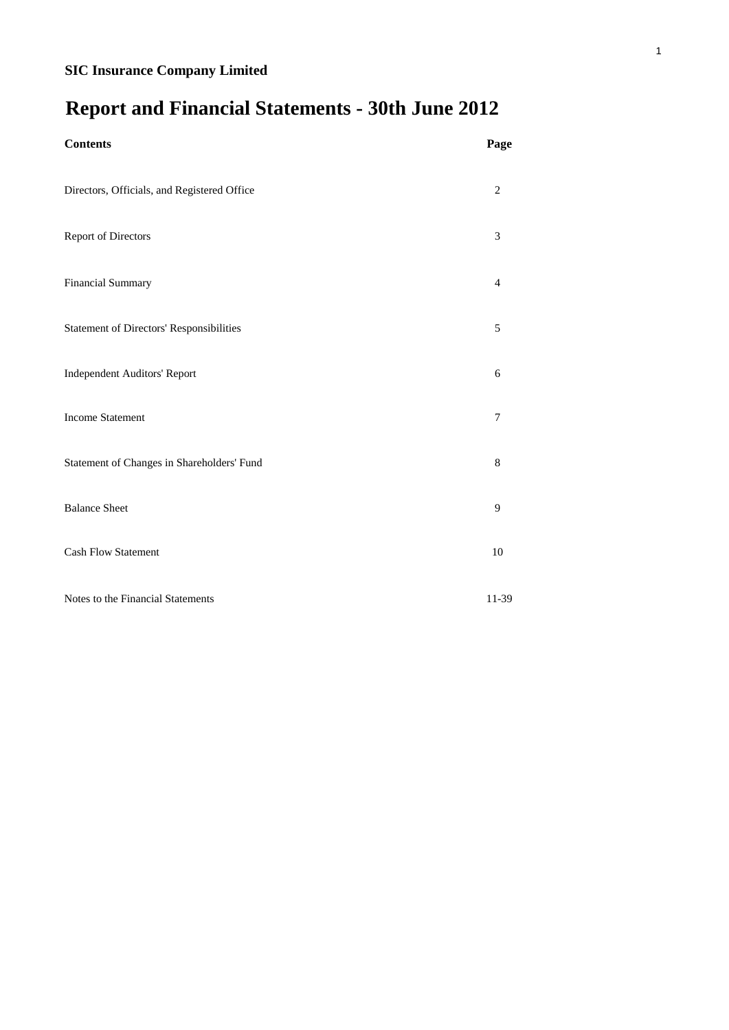**SIC Insurance Company Limited**

# Report and Financial Statements - 30th June 2012

| Contents | Page |
| --- | --- |
| Directors, Officials, and Registered Office | 2 |
| Report of Directors | 3 |
| Financial Summary | 4 |
| Statement of Directors' Responsibilities | 5 |
| Independent Auditors' Report | 6 |
| Income Statement | 7 |
| Statement of Changes in Shareholders' Fund | 8 |
| Balance Sheet | 9 |
| Cash Flow Statement | 10 |
| Notes to the Financial Statements | 11-39 |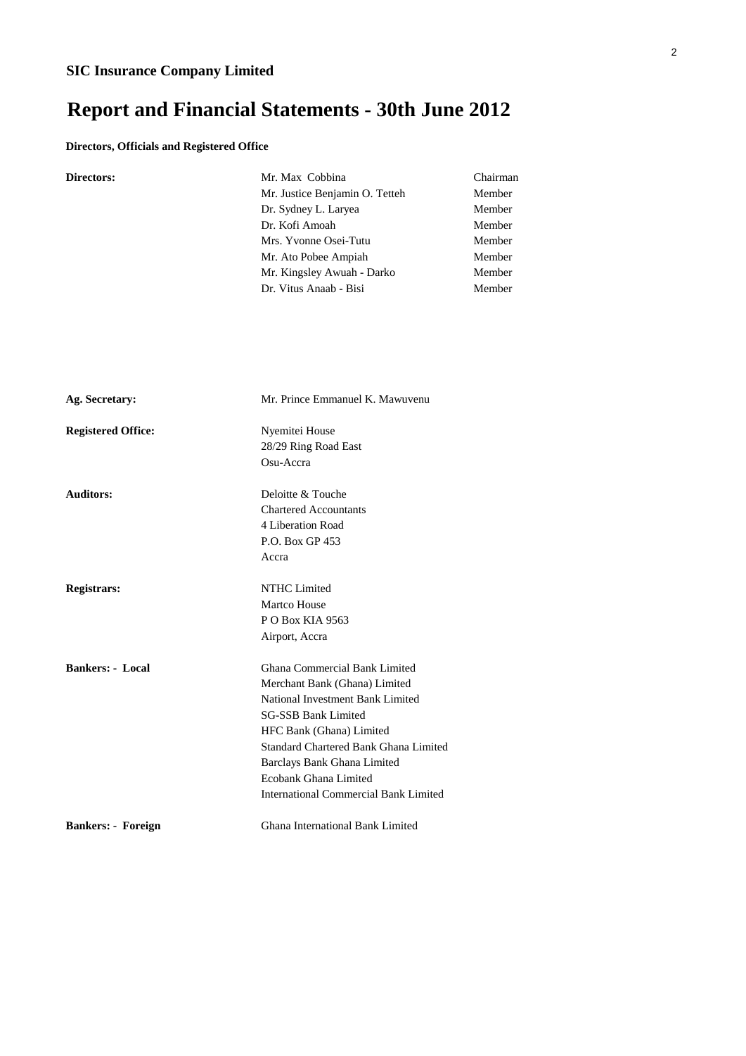**SIC Insurance Company Limited**

# Report and Financial Statements - 30th June 2012

### Directors, Officials and Registered Office

| | | |
|---|---|---|
| **Directors:** | Mr. Max Cobbina | Chairman |
| | Mr. Justice Benjamin O. Tetteh | Member |
| | Dr. Sydney L. Laryea | Member |
| | Dr. Kofi Amoah | Member |
| | Mrs. Yvonne Osei-Tutu | Member |
| | Mr. Ato Pobee Ampiah | Member |
| | Mr. Kingsley Awuah - Darko | Member |
| | Dr. Vitus Anaab - Bisi | Member |

**Ag. Secretary:** Mr. Prince Emmanuel K. Mawuvenu

**Registered Office:**
Nyemitei House
28/29 Ring Road East
Osu-Accra

**Auditors:**
Deloitte & Touche
Chartered Accountants
4 Liberation Road
P.O. Box GP 453
Accra

**Registrars:**
NTHC Limited
Martco House
P O Box KIA 9563
Airport, Accra

**Bankers: - Local**
Ghana Commercial Bank Limited
Merchant Bank (Ghana) Limited
National Investment Bank Limited
SG-SSB Bank Limited
HFC Bank (Ghana) Limited
Standard Chartered Bank Ghana Limited
Barclays Bank Ghana Limited
Ecobank Ghana Limited
International Commercial Bank Limited

**Bankers: - Foreign**
Ghana International Bank Limited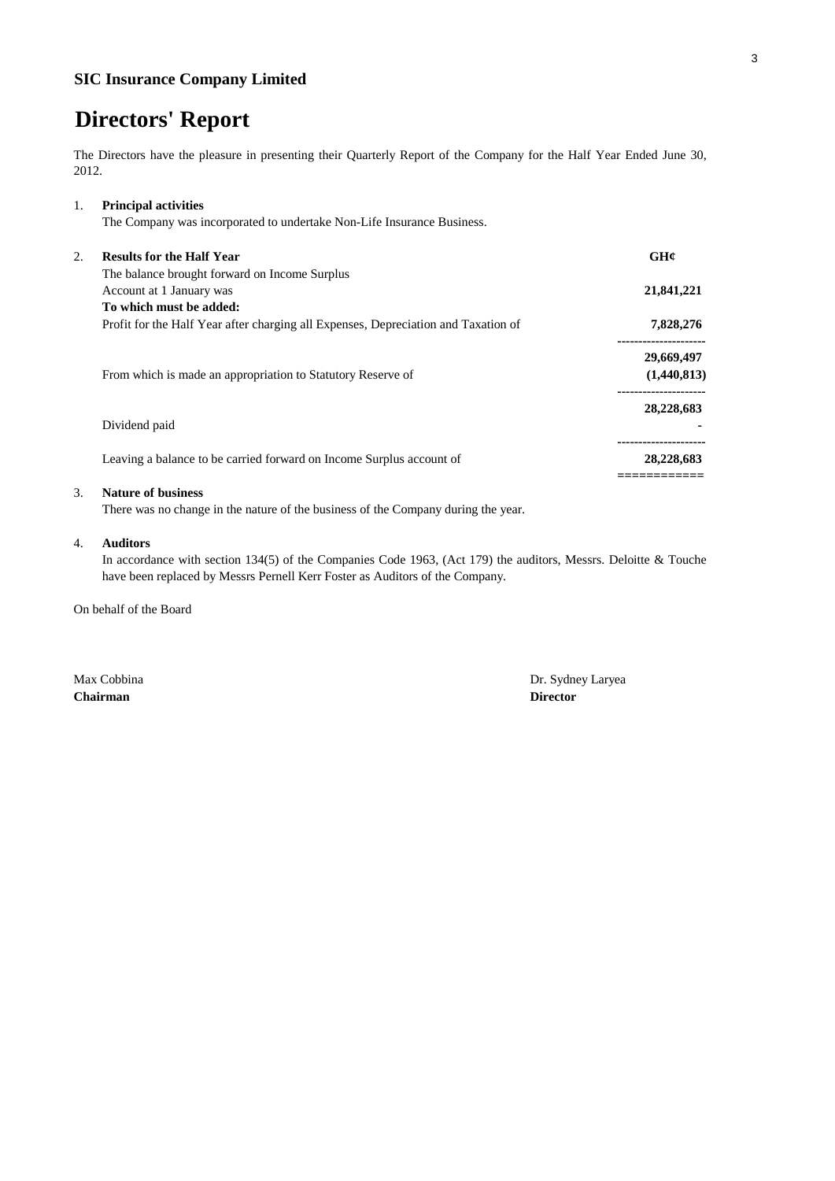**SIC Insurance Company Limited**

# Directors' Report

The Directors have the pleasure in presenting their Quarterly Report of the Company for the Half Year Ended June 30, 2012.

1. **Principal activities**

   The Company was incorporated to undertake Non-Life Insurance Business.

2. **Results for the Half Year**

| | GH¢ |
|---|---|
| The balance brought forward on Income Surplus Account at 1 January was | **21,841,221** |
| **To which must be added:** | |
| Profit for the Half Year after charging all Expenses, Depreciation and Taxation of | **7,828,276** |
| | **29,669,497** |
| From which is made an appropriation to Statutory Reserve of | **(1,440,813)** |
| | **28,228,683** |
| Dividend paid | **-** |
| Leaving a balance to be carried forward on Income Surplus account of | **28,228,683** |

3. **Nature of business**

   There was no change in the nature of the business of the Company during the year.

4. **Auditors**

   In accordance with section 134(5) of the Companies Code 1963, (Act 179) the auditors, Messrs. Deloitte & Touche have been replaced by Messrs Pernell Kerr Foster as Auditors of the Company.

On behalf of the Board

Max Cobbina
**Chairman**

Dr. Sydney Laryea
**Director**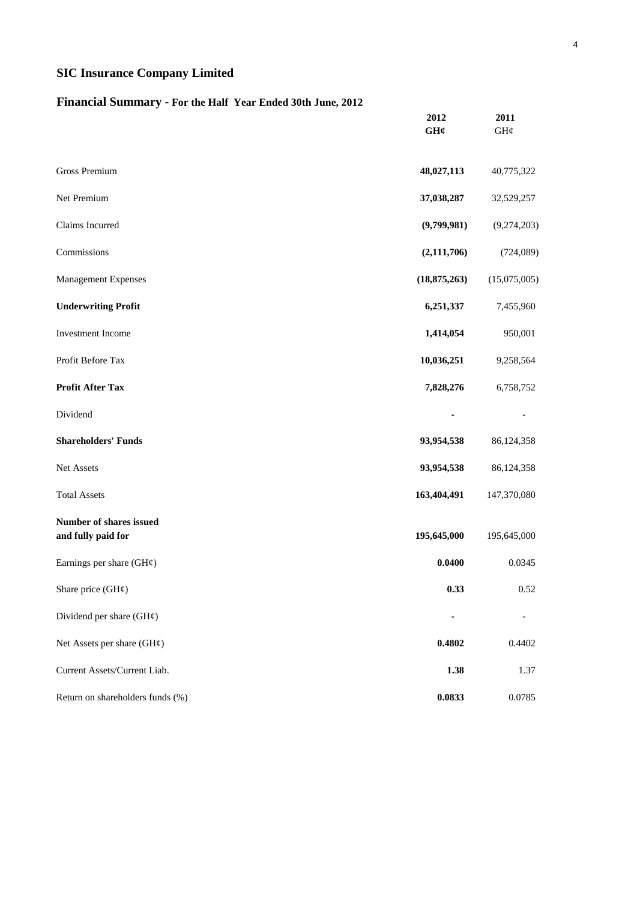# SIC Insurance Company Limited

## Financial Summary - For the Half Year Ended 30th June, 2012

| | **2012**<br>**GH¢** | **2011**<br>GH¢ |
|---|---|---|
| Gross Premium | **48,027,113** | 40,775,322 |
| Net Premium | **37,038,287** | 32,529,257 |
| Claims Incurred | **(9,799,981)** | (9,274,203) |
| Commissions | **(2,111,706)** | (724,089) |
| Management Expenses | **(18,875,263)** | (15,075,005) |
| **Underwriting Profit** | **6,251,337** | 7,455,960 |
| Investment Income | **1,414,054** | 950,001 |
| Profit Before Tax | **10,036,251** | 9,258,564 |
| **Profit After Tax** | **7,828,276** | 6,758,752 |
| Dividend | **-** | - |
| **Shareholders' Funds** | **93,954,538** | 86,124,358 |
| Net Assets | **93,954,538** | 86,124,358 |
| Total Assets | **163,404,491** | 147,370,080 |
| **Number of shares issued and fully paid for** | **195,645,000** | 195,645,000 |
| Earnings per share (GH¢) | **0.0400** | 0.0345 |
| Share price (GH¢) | **0.33** | 0.52 |
| Dividend per share (GH¢) | **-** | - |
| Net Assets per share (GH¢) | **0.4802** | 0.4402 |
| Current Assets/Current Liab. | **1.38** | 1.37 |
| Return on shareholders funds (%) | **0.0833** | 0.0785 |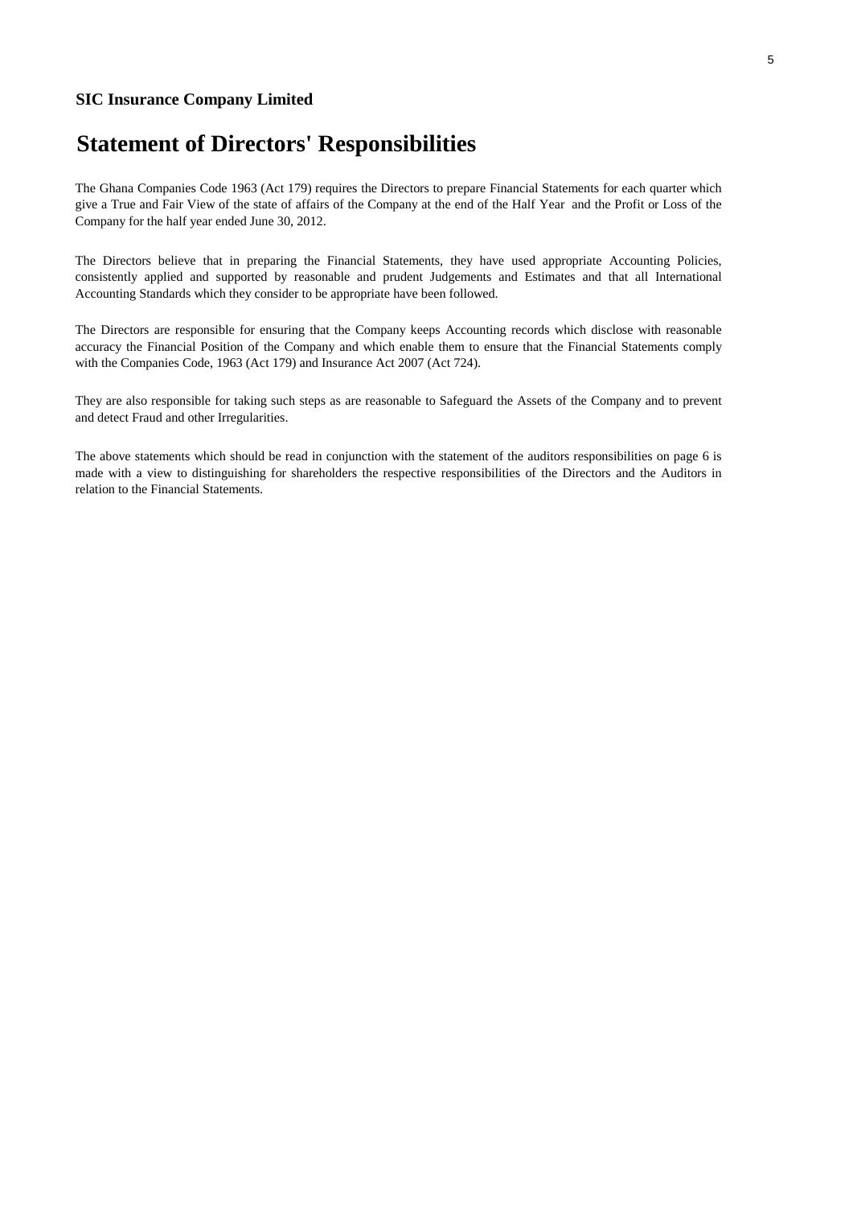**SIC Insurance Company Limited**

# Statement of Directors' Responsibilities

The Ghana Companies Code 1963 (Act 179) requires the Directors to prepare Financial Statements for each quarter which give a True and Fair View of the state of affairs of the Company at the end of the Half Year and the Profit or Loss of the Company for the half year ended June 30, 2012.

The Directors believe that in preparing the Financial Statements, they have used appropriate Accounting Policies, consistently applied and supported by reasonable and prudent Judgements and Estimates and that all International Accounting Standards which they consider to be appropriate have been followed.

The Directors are responsible for ensuring that the Company keeps Accounting records which disclose with reasonable accuracy the Financial Position of the Company and which enable them to ensure that the Financial Statements comply with the Companies Code, 1963 (Act 179) and Insurance Act 2007 (Act 724).

They are also responsible for taking such steps as are reasonable to Safeguard the Assets of the Company and to prevent and detect Fraud and other Irregularities.

The above statements which should be read in conjunction with the statement of the auditors responsibilities on page 6 is made with a view to distinguishing for shareholders the respective responsibilities of the Directors and the Auditors in relation to the Financial Statements.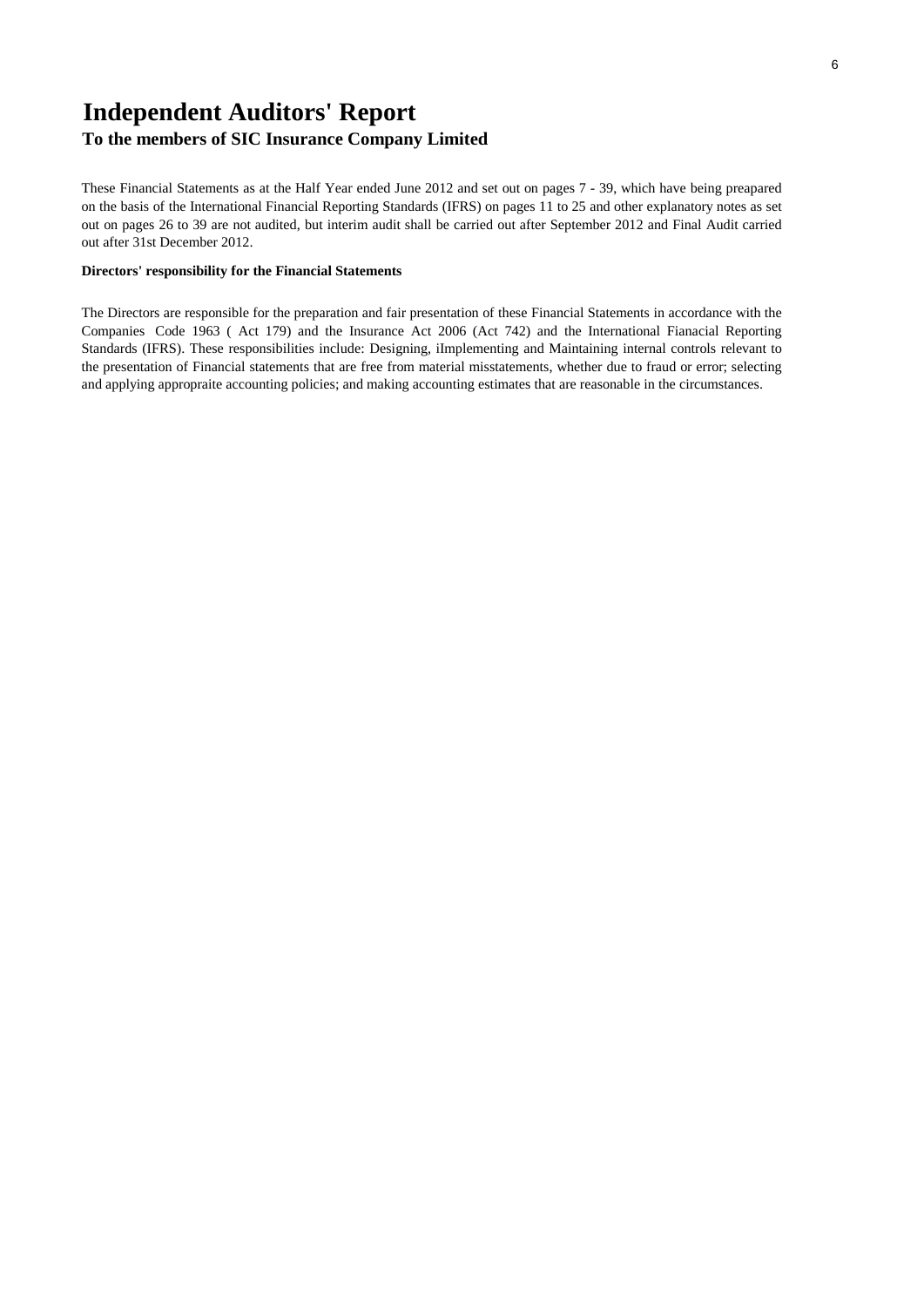# Independent Auditors' Report

## To the members of SIC Insurance Company Limited

These Financial Statements as at the Half Year ended June 2012 and set out on pages 7 - 39, which have being preapared on the basis of the International Financial Reporting Standards (IFRS) on pages 11 to 25 and other explanatory notes as set out on pages 26 to 39 are not audited, but interim audit shall be carried out after September 2012 and Final Audit carried out after 31st December 2012.

**Directors' responsibility for the Financial Statements**

The Directors are responsible for the preparation and fair presentation of these Financial Statements in accordance with the Companies Code 1963 ( Act 179) and the Insurance Act 2006 (Act 742) and the International Fianacial Reporting Standards (IFRS). These responsibilities include: Designing, iImplementing and Maintaining internal controls relevant to the presentation of Financial statements that are free from material misstatements, whether due to fraud or error; selecting and applying appropraite accounting policies; and making accounting estimates that are reasonable in the circumstances.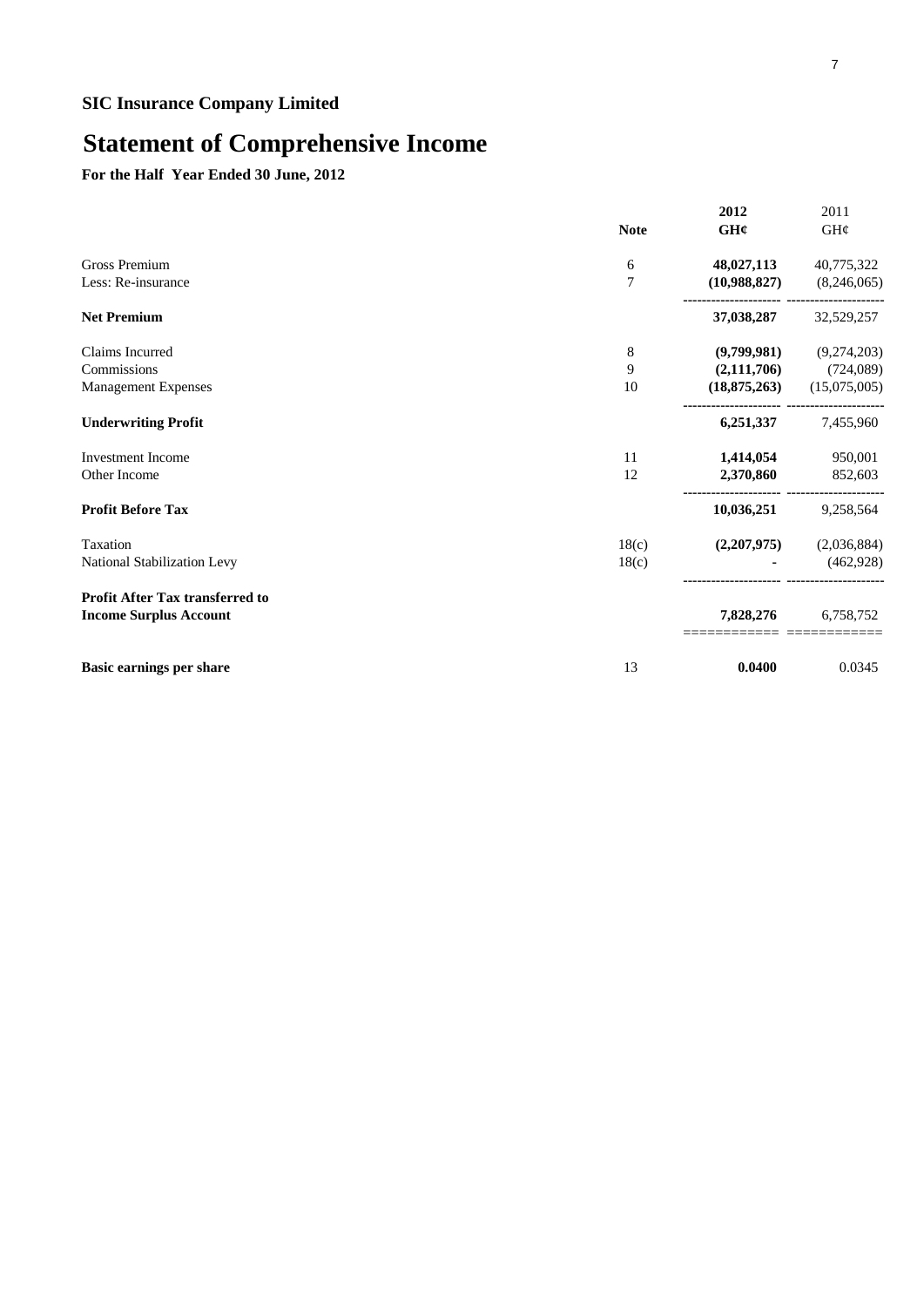**SIC Insurance Company Limited**

# Statement of Comprehensive Income

**For the Half Year Ended 30 June, 2012**

| | Note | **2012** | 2011 |
|---|---|---|---|
| | | **GH¢** | GH¢ |
| Gross Premium | 6 | **48,027,113** | 40,775,322 |
| Less: Re-insurance | 7 | **(10,988,827)** | (8,246,065) |
| **Net Premium** | | **37,038,287** | 32,529,257 |
| Claims Incurred | 8 | **(9,799,981)** | (9,274,203) |
| Commissions | 9 | **(2,111,706)** | (724,089) |
| Management Expenses | 10 | **(18,875,263)** | (15,075,005) |
| **Underwriting Profit** | | **6,251,337** | 7,455,960 |
| Investment Income | 11 | **1,414,054** | 950,001 |
| Other Income | 12 | **2,370,860** | 852,603 |
| **Profit Before Tax** | | **10,036,251** | 9,258,564 |
| Taxation | 18(c) | **(2,207,975)** | (2,036,884) |
| National Stabilization Levy | 18(c) | **-** | (462,928) |
| **Profit After Tax transferred to Income Surplus Account** | | **7,828,276** | 6,758,752 |
| **Basic earnings per share** | 13 | **0.0400** | 0.0345 |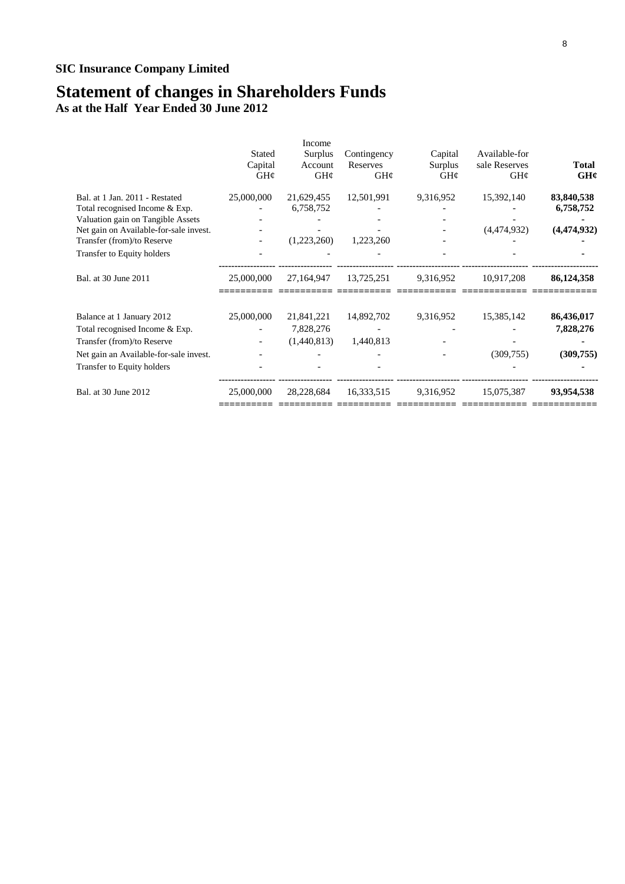**SIC Insurance Company Limited**

# Statement of changes in Shareholders Funds

**As at the Half Year Ended 30 June 2012**

| | Stated Capital GH¢ | Income Surplus Account GH¢ | Contingency Reserves GH¢ | Capital Surplus GH¢ | Available-for sale Reserves GH¢ | **Total GH¢** |
|---|---|---|---|---|---|---|
| Bal. at 1 Jan. 2011 - Restated | 25,000,000 | 21,629,455 | 12,501,991 | 9,316,952 | 15,392,140 | **83,840,538** |
| Total recognised Income & Exp. | - | 6,758,752 | - | - | - | **6,758,752** |
| Valuation gain on Tangible Assets | - | - | - | - | - | **-** |
| Net gain on Available-for-sale invest. | - | - | - | - | (4,474,932) | **(4,474,932)** |
| Transfer (from)/to Reserve | - | (1,223,260) | 1,223,260 | - | - | **-** |
| Transfer to Equity holders | - | - | - | - | - | **-** |
| Bal. at 30 June 2011 | 25,000,000 | 27,164,947 | 13,725,251 | 9,316,952 | 10,917,208 | **86,124,358** |
| Balance at 1 January 2012 | 25,000,000 | 21,841,221 | 14,892,702 | 9,316,952 | 15,385,142 | **86,436,017** |
| Total recognised Income & Exp. | - | 7,828,276 | - | - | - | **7,828,276** |
| Transfer (from)/to Reserve | - | (1,440,813) | 1,440,813 | - | - | **-** |
| Net gain an Available-for-sale invest. | - | - | - | - | (309,755) | **(309,755)** |
| Transfer to Equity holders | - | - | - | | - | **-** |
| Bal. at 30 June 2012 | 25,000,000 | 28,228,684 | 16,333,515 | 9,316,952 | 15,075,387 | **93,954,538** |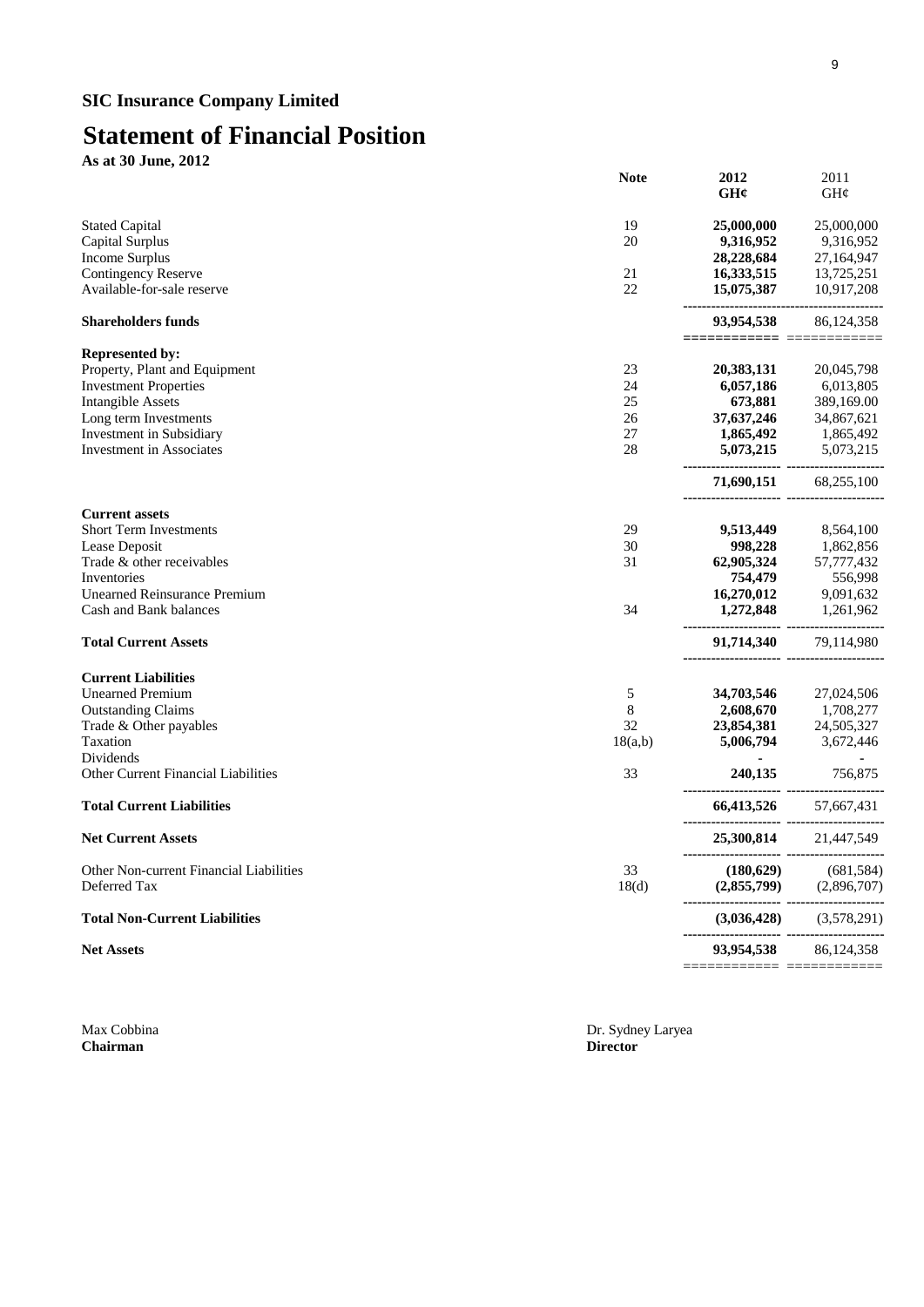## SIC Insurance Company Limited

# Statement of Financial Position

**As at 30 June, 2012**

| | Note | 2012 GH¢ | 2011 GH¢ |
|---|---|---|---|
| Stated Capital | 19 | **25,000,000** | 25,000,000 |
| Capital Surplus | 20 | **9,316,952** | 9,316,952 |
| Income Surplus | | **28,228,684** | 27,164,947 |
| Contingency Reserve | 21 | **16,333,515** | 13,725,251 |
| Available-for-sale reserve | 22 | **15,075,387** | 10,917,208 |
| **Shareholders funds** | | **93,954,538** | 86,124,358 |
| **Represented by:** | | | |
| Property, Plant and Equipment | 23 | **20,383,131** | 20,045,798 |
| Investment Properties | 24 | **6,057,186** | 6,013,805 |
| Intangible Assets | 25 | **673,881** | 389,169.00 |
| Long term Investments | 26 | **37,637,246** | 34,867,621 |
| Investment in Subsidiary | 27 | **1,865,492** | 1,865,492 |
| Investment in Associates | 28 | **5,073,215** | 5,073,215 |
| | | **71,690,151** | 68,255,100 |
| **Current assets** | | | |
| Short Term Investments | 29 | **9,513,449** | 8,564,100 |
| Lease Deposit | 30 | **998,228** | 1,862,856 |
| Trade & other receivables | 31 | **62,905,324** | 57,777,432 |
| Inventories | | **754,479** | 556,998 |
| Unearned Reinsurance Premium | | **16,270,012** | 9,091,632 |
| Cash and Bank balances | 34 | **1,272,848** | 1,261,962 |
| **Total Current Assets** | | **91,714,340** | 79,114,980 |
| **Current Liabilities** | | | |
| Unearned Premium | 5 | **34,703,546** | 27,024,506 |
| Outstanding Claims | 8 | **2,608,670** | 1,708,277 |
| Trade & Other payables | 32 | **23,854,381** | 24,505,327 |
| Taxation | 18(a,b) | **5,006,794** | 3,672,446 |
| Dividends | | **-** | - |
| Other Current Financial Liabilities | 33 | **240,135** | 756,875 |
| **Total Current Liabilities** | | **66,413,526** | 57,667,431 |
| **Net Current Assets** | | **25,300,814** | 21,447,549 |
| Other Non-current Financial Liabilities | 33 | **(180,629)** | (681,584) |
| Deferred Tax | 18(d) | **(2,855,799)** | (2,896,707) |
| **Total Non-Current Liabilities** | | **(3,036,428)** | (3,578,291) |
| **Net Assets** | | **93,954,538** | 86,124,358 |

Max Cobbina
**Chairman**

Dr. Sydney Laryea
**Director**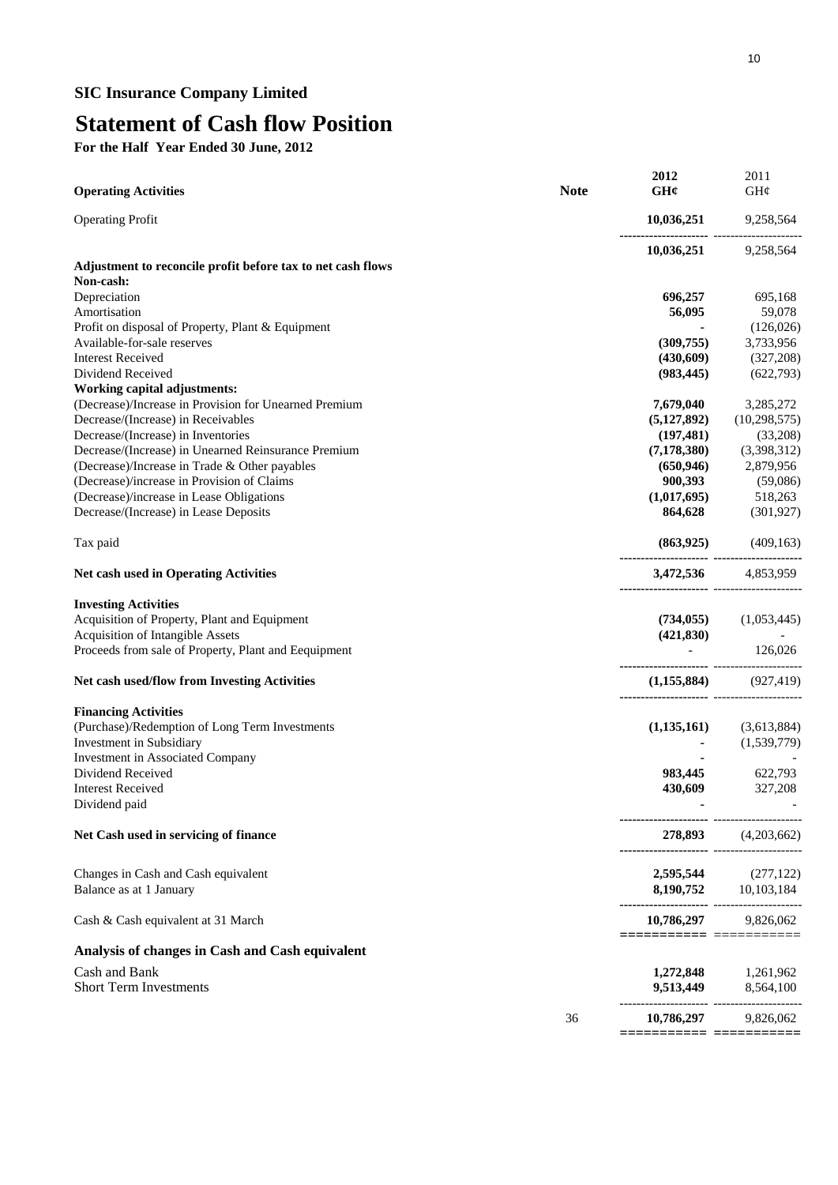## SIC Insurance Company Limited

# Statement of Cash flow Position

**For the Half Year Ended 30 June, 2012**

| **Operating Activities** | **Note** | **2012 GH¢** | 2011 GH¢ |
|---|---|---|---|
| Operating Profit | | **10,036,251** | 9,258,564 |
| | | **10,036,251** | 9,258,564 |
| **Adjustment to reconcile profit before tax to net cash flows** | | | |
| **Non-cash:** | | | |
| Depreciation | | **696,257** | 695,168 |
| Amortisation | | **56,095** | 59,078 |
| Profit on disposal of Property, Plant & Equipment | | **-** | (126,026) |
| Available-for-sale reserves | | **(309,755)** | 3,733,956 |
| Interest Received | | **(430,609)** | (327,208) |
| Dividend Received | | **(983,445)** | (622,793) |
| **Working capital adjustments:** | | | |
| (Decrease)/Increase in Provision for Unearned Premium | | **7,679,040** | 3,285,272 |
| Decrease/(Increase) in Receivables | | **(5,127,892)** | (10,298,575) |
| Decrease/(Increase) in Inventories | | **(197,481)** | (33,208) |
| Decrease/(Increase) in Unearned Reinsurance Premium | | **(7,178,380)** | (3,398,312) |
| (Decrease)/Increase in Trade & Other payables | | **(650,946)** | 2,879,956 |
| (Decrease)/increase in Provision of Claims | | **900,393** | (59,086) |
| (Decrease)/increase in Lease Obligations | | **(1,017,695)** | 518,263 |
| Decrease/(Increase) in Lease Deposits | | **864,628** | (301,927) |
| Tax paid | | **(863,925)** | (409,163) |
| **Net cash used in Operating Activities** | | **3,472,536** | 4,853,959 |
| **Investing Activities** | | | |
| Acquisition of Property, Plant and Equipment | | **(734,055)** | (1,053,445) |
| Acquisition of Intangible Assets | | **(421,830)** | - |
| Proceeds from sale of Property, Plant and Eequipment | | - | 126,026 |
| **Net cash used/flow from Investing Activities** | | **(1,155,884)** | (927,419) |
| **Financing Activities** | | | |
| (Purchase)/Redemption of Long Term Investments | | **(1,135,161)** | (3,613,884) |
| Investment in Subsidiary | | **-** | (1,539,779) |
| Investment in Associated Company | | **-** | - |
| Dividend Received | | **983,445** | 622,793 |
| Interest Received | | **430,609** | 327,208 |
| Dividend paid | | **-** | - |
| **Net Cash used in servicing of finance** | | **278,893** | (4,203,662) |
| Changes in Cash and Cash equivalent | | **2,595,544** | (277,122) |
| Balance as at 1 January | | **8,190,752** | 10,103,184 |
| Cash & Cash equivalent at 31 March | | **10,786,297** | 9,826,062 |

### Analysis of changes in Cash and Cash equivalent

| | Note | 2012 GH¢ | 2011 GH¢ |
|---|---|---|---|
| Cash and Bank | | **1,272,848** | 1,261,962 |
| Short Term Investments | | **9,513,449** | 8,564,100 |
| | 36 | **10,786,297** | 9,826,062 |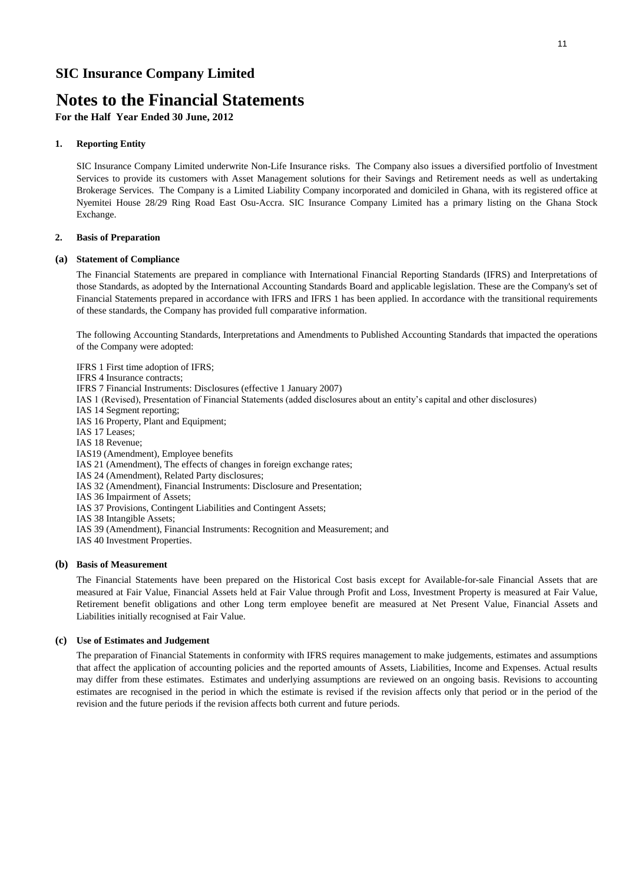# SIC Insurance Company Limited

# Notes to the Financial Statements

**For the Half Year Ended 30 June, 2012**

**1. Reporting Entity**

SIC Insurance Company Limited underwrite Non-Life Insurance risks. The Company also issues a diversified portfolio of Investment Services to provide its customers with Asset Management solutions for their Savings and Retirement needs as well as undertaking Brokerage Services. The Company is a Limited Liability Company incorporated and domiciled in Ghana, with its registered office at Nyemitei House 28/29 Ring Road East Osu-Accra. SIC Insurance Company Limited has a primary listing on the Ghana Stock Exchange.

**2. Basis of Preparation**

**(a) Statement of Compliance**

The Financial Statements are prepared in compliance with International Financial Reporting Standards (IFRS) and Interpretations of those Standards, as adopted by the International Accounting Standards Board and applicable legislation. These are the Company's set of Financial Statements prepared in accordance with IFRS and IFRS 1 has been applied. In accordance with the transitional requirements of these standards, the Company has provided full comparative information.

The following Accounting Standards, Interpretations and Amendments to Published Accounting Standards that impacted the operations of the Company were adopted:

IFRS 1 First time adoption of IFRS;
IFRS 4 Insurance contracts;
IFRS 7 Financial Instruments: Disclosures (effective 1 January 2007)
IAS 1 (Revised), Presentation of Financial Statements (added disclosures about an entity's capital and other disclosures)
IAS 14 Segment reporting;
IAS 16 Property, Plant and Equipment;
IAS 17 Leases;
IAS 18 Revenue;
IAS19 (Amendment), Employee benefits
IAS 21 (Amendment), The effects of changes in foreign exchange rates;
IAS 24 (Amendment), Related Party disclosures;
IAS 32 (Amendment), Financial Instruments: Disclosure and Presentation;
IAS 36 Impairment of Assets;
IAS 37 Provisions, Contingent Liabilities and Contingent Assets;
IAS 38 Intangible Assets;
IAS 39 (Amendment), Financial Instruments: Recognition and Measurement; and
IAS 40 Investment Properties.

**(b) Basis of Measurement**

The Financial Statements have been prepared on the Historical Cost basis except for Available-for-sale Financial Assets that are measured at Fair Value, Financial Assets held at Fair Value through Profit and Loss, Investment Property is measured at Fair Value, Retirement benefit obligations and other Long term employee benefit are measured at Net Present Value, Financial Assets and Liabilities initially recognised at Fair Value.

**(c) Use of Estimates and Judgement**

The preparation of Financial Statements in conformity with IFRS requires management to make judgements, estimates and assumptions that affect the application of accounting policies and the reported amounts of Assets, Liabilities, Income and Expenses. Actual results may differ from these estimates. Estimates and underlying assumptions are reviewed on an ongoing basis. Revisions to accounting estimates are recognised in the period in which the estimate is revised if the revision affects only that period or in the period of the revision and the future periods if the revision affects both current and future periods.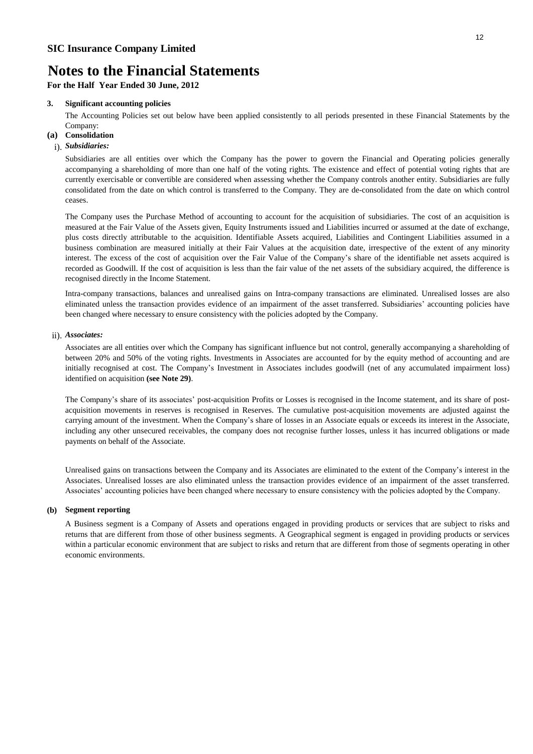**SIC Insurance Company Limited**

# Notes to the Financial Statements

**For the Half Year Ended 30 June, 2012**

### 3. Significant accounting policies

The Accounting Policies set out below have been applied consistently to all periods presented in these Financial Statements by the Company:

#### (a) Consolidation

i). ***Subsidiaries:***

Subsidiaries are all entities over which the Company has the power to govern the Financial and Operating policies generally accompanying a shareholding of more than one half of the voting rights. The existence and effect of potential voting rights that are currently exercisable or convertible are considered when assessing whether the Company controls another entity. Subsidiaries are fully consolidated from the date on which control is transferred to the Company. They are de-consolidated from the date on which control ceases.

The Company uses the Purchase Method of accounting to account for the acquisition of subsidiaries. The cost of an acquisition is measured at the Fair Value of the Assets given, Equity Instruments issued and Liabilities incurred or assumed at the date of exchange, plus costs directly attributable to the acquisition. Identifiable Assets acquired, Liabilities and Contingent Liabilities assumed in a business combination are measured initially at their Fair Values at the acquisition date, irrespective of the extent of any minority interest. The excess of the cost of acquisition over the Fair Value of the Company's share of the identifiable net assets acquired is recorded as Goodwill. If the cost of acquisition is less than the fair value of the net assets of the subsidiary acquired, the difference is recognised directly in the Income Statement.

Intra-company transactions, balances and unrealised gains on Intra-company transactions are eliminated. Unrealised losses are also eliminated unless the transaction provides evidence of an impairment of the asset transferred. Subsidiaries' accounting policies have been changed where necessary to ensure consistency with the policies adopted by the Company.

ii). ***Associates:***

Associates are all entities over which the Company has significant influence but not control, generally accompanying a shareholding of between 20% and 50% of the voting rights. Investments in Associates are accounted for by the equity method of accounting and are initially recognised at cost. The Company's Investment in Associates includes goodwill (net of any accumulated impairment loss) identified on acquisition **(see Note 29)**.

The Company's share of its associates' post-acquisition Profits or Losses is recognised in the Income statement, and its share of post-acquisition movements in reserves is recognised in Reserves. The cumulative post-acquisition movements are adjusted against the carrying amount of the investment. When the Company's share of losses in an Associate equals or exceeds its interest in the Associate, including any other unsecured receivables, the company does not recognise further losses, unless it has incurred obligations or made payments on behalf of the Associate.

Unrealised gains on transactions between the Company and its Associates are eliminated to the extent of the Company's interest in the Associates. Unrealised losses are also eliminated unless the transaction provides evidence of an impairment of the asset transferred. Associates' accounting policies have been changed where necessary to ensure consistency with the policies adopted by the Company.

#### (b) Segment reporting

A Business segment is a Company of Assets and operations engaged in providing products or services that are subject to risks and returns that are different from those of other business segments. A Geographical segment is engaged in providing products or services within a particular economic environment that are subject to risks and return that are different from those of segments operating in other economic environments.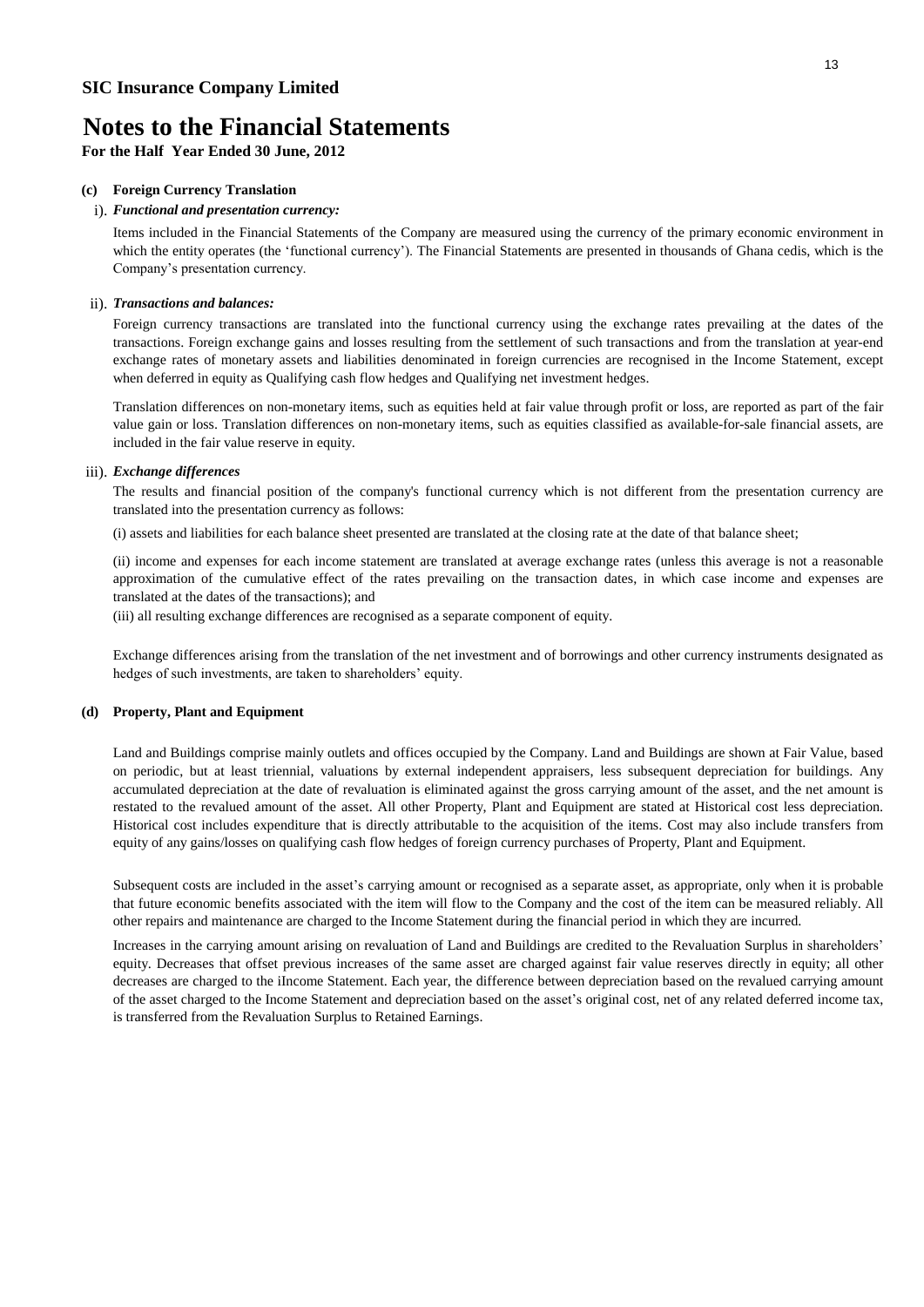**SIC Insurance Company Limited**

# Notes to the Financial Statements

**For the Half Year Ended 30 June, 2012**

**(c) Foreign Currency Translation**

i). ***Functional and presentation currency:***

Items included in the Financial Statements of the Company are measured using the currency of the primary economic environment in which the entity operates (the 'functional currency'). The Financial Statements are presented in thousands of Ghana cedis, which is the Company's presentation currency.

ii). ***Transactions and balances:***

Foreign currency transactions are translated into the functional currency using the exchange rates prevailing at the dates of the transactions. Foreign exchange gains and losses resulting from the settlement of such transactions and from the translation at year-end exchange rates of monetary assets and liabilities denominated in foreign currencies are recognised in the Income Statement, except when deferred in equity as Qualifying cash flow hedges and Qualifying net investment hedges.

Translation differences on non-monetary items, such as equities held at fair value through profit or loss, are reported as part of the fair value gain or loss. Translation differences on non-monetary items, such as equities classified as available-for-sale financial assets, are included in the fair value reserve in equity.

iii). ***Exchange differences***

The results and financial position of the company's functional currency which is not different from the presentation currency are translated into the presentation currency as follows:

(i) assets and liabilities for each balance sheet presented are translated at the closing rate at the date of that balance sheet;

(ii) income and expenses for each income statement are translated at average exchange rates (unless this average is not a reasonable approximation of the cumulative effect of the rates prevailing on the transaction dates, in which case income and expenses are translated at the dates of the transactions); and

(iii) all resulting exchange differences are recognised as a separate component of equity.

Exchange differences arising from the translation of the net investment and of borrowings and other currency instruments designated as hedges of such investments, are taken to shareholders' equity.

**(d) Property, Plant and Equipment**

Land and Buildings comprise mainly outlets and offices occupied by the Company. Land and Buildings are shown at Fair Value, based on periodic, but at least triennial, valuations by external independent appraisers, less subsequent depreciation for buildings. Any accumulated depreciation at the date of revaluation is eliminated against the gross carrying amount of the asset, and the net amount is restated to the revalued amount of the asset. All other Property, Plant and Equipment are stated at Historical cost less depreciation. Historical cost includes expenditure that is directly attributable to the acquisition of the items. Cost may also include transfers from equity of any gains/losses on qualifying cash flow hedges of foreign currency purchases of Property, Plant and Equipment.

Subsequent costs are included in the asset's carrying amount or recognised as a separate asset, as appropriate, only when it is probable that future economic benefits associated with the item will flow to the Company and the cost of the item can be measured reliably. All other repairs and maintenance are charged to the Income Statement during the financial period in which they are incurred.

Increases in the carrying amount arising on revaluation of Land and Buildings are credited to the Revaluation Surplus in shareholders' equity. Decreases that offset previous increases of the same asset are charged against fair value reserves directly in equity; all other decreases are charged to the iIncome Statement. Each year, the difference between depreciation based on the revalued carrying amount of the asset charged to the Income Statement and depreciation based on the asset's original cost, net of any related deferred income tax, is transferred from the Revaluation Surplus to Retained Earnings.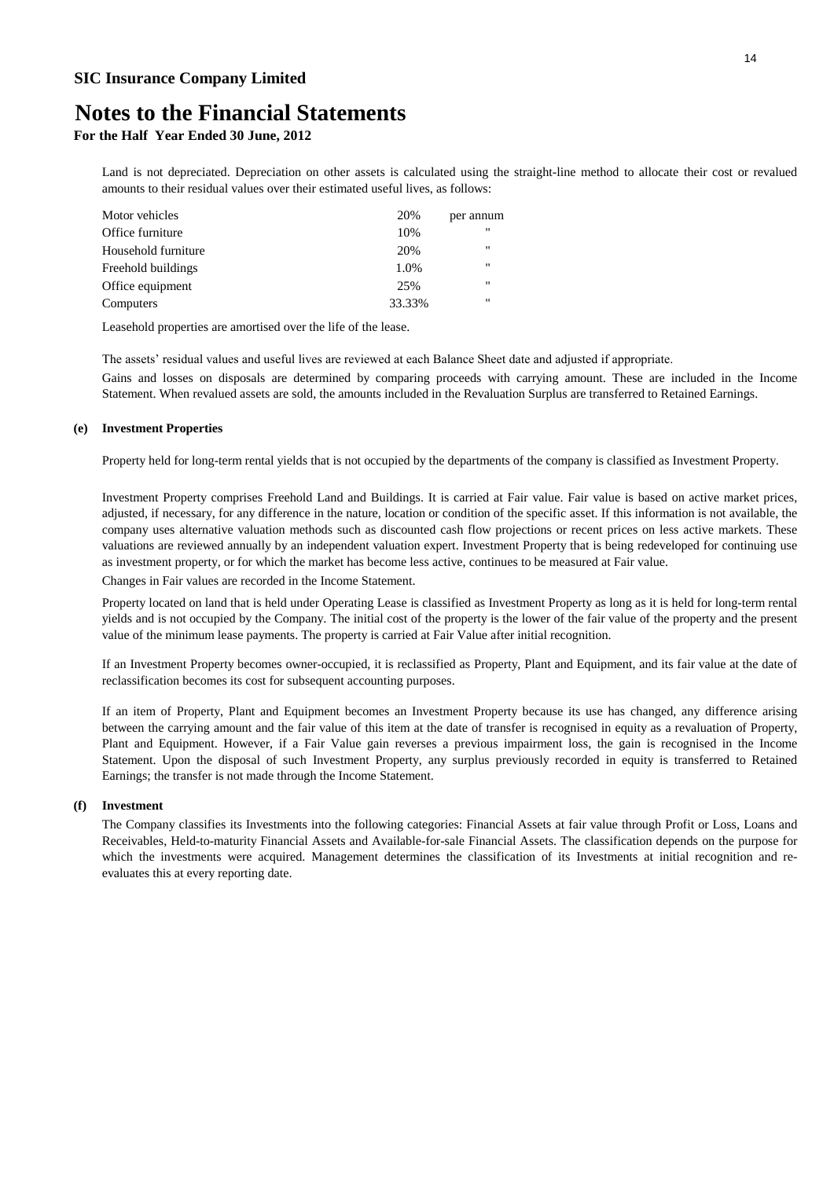**SIC Insurance Company Limited**

# Notes to the Financial Statements

**For the Half Year Ended 30 June, 2012**

Land is not depreciated. Depreciation on other assets is calculated using the straight-line method to allocate their cost or revalued amounts to their residual values over their estimated useful lives, as follows:

| | | |
|---|---|---|
| Motor vehicles | 20% | per annum |
| Office furniture | 10% | " |
| Household furniture | 20% | " |
| Freehold buildings | 1.0% | " |
| Office equipment | 25% | " |
| Computers | 33.33% | " |

Leasehold properties are amortised over the life of the lease.

The assets' residual values and useful lives are reviewed at each Balance Sheet date and adjusted if appropriate.

Gains and losses on disposals are determined by comparing proceeds with carrying amount. These are included in the Income Statement. When revalued assets are sold, the amounts included in the Revaluation Surplus are transferred to Retained Earnings.

**(e) Investment Properties**

Property held for long-term rental yields that is not occupied by the departments of the company is classified as Investment Property.

Investment Property comprises Freehold Land and Buildings. It is carried at Fair value. Fair value is based on active market prices, adjusted, if necessary, for any difference in the nature, location or condition of the specific asset. If this information is not available, the company uses alternative valuation methods such as discounted cash flow projections or recent prices on less active markets. These valuations are reviewed annually by an independent valuation expert. Investment Property that is being redeveloped for continuing use as investment property, or for which the market has become less active, continues to be measured at Fair value.

Changes in Fair values are recorded in the Income Statement.

Property located on land that is held under Operating Lease is classified as Investment Property as long as it is held for long-term rental yields and is not occupied by the Company. The initial cost of the property is the lower of the fair value of the property and the present value of the minimum lease payments. The property is carried at Fair Value after initial recognition.

If an Investment Property becomes owner-occupied, it is reclassified as Property, Plant and Equipment, and its fair value at the date of reclassification becomes its cost for subsequent accounting purposes.

If an item of Property, Plant and Equipment becomes an Investment Property because its use has changed, any difference arising between the carrying amount and the fair value of this item at the date of transfer is recognised in equity as a revaluation of Property, Plant and Equipment. However, if a Fair Value gain reverses a previous impairment loss, the gain is recognised in the Income Statement. Upon the disposal of such Investment Property, any surplus previously recorded in equity is transferred to Retained Earnings; the transfer is not made through the Income Statement.

**(f) Investment**

The Company classifies its Investments into the following categories: Financial Assets at fair value through Profit or Loss, Loans and Receivables, Held-to-maturity Financial Assets and Available-for-sale Financial Assets. The classification depends on the purpose for which the investments were acquired. Management determines the classification of its Investments at initial recognition and re-evaluates this at every reporting date.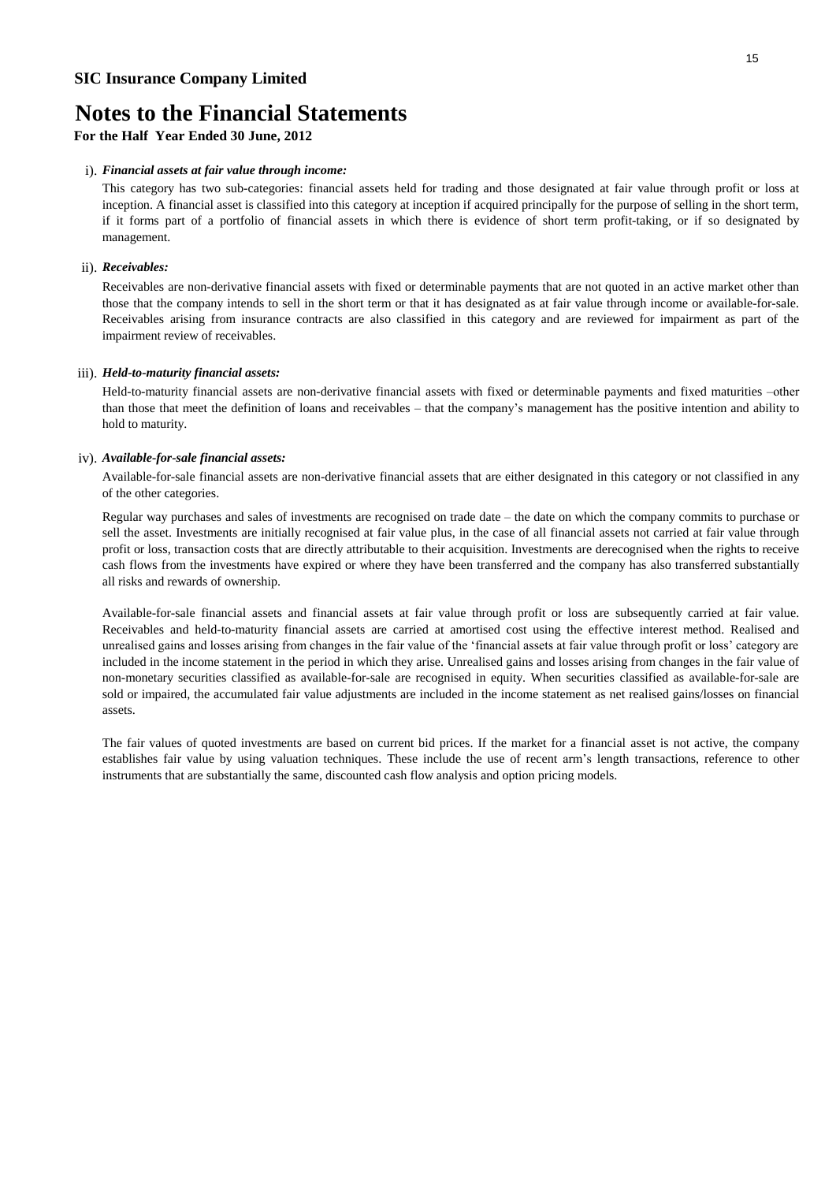**SIC Insurance Company Limited**

# Notes to the Financial Statements

**For the Half Year Ended 30 June, 2012**

i). ***Financial assets at fair value through income:***

This category has two sub-categories: financial assets held for trading and those designated at fair value through profit or loss at inception. A financial asset is classified into this category at inception if acquired principally for the purpose of selling in the short term, if it forms part of a portfolio of financial assets in which there is evidence of short term profit-taking, or if so designated by management.

ii). ***Receivables:***

Receivables are non-derivative financial assets with fixed or determinable payments that are not quoted in an active market other than those that the company intends to sell in the short term or that it has designated as at fair value through income or available-for-sale. Receivables arising from insurance contracts are also classified in this category and are reviewed for impairment as part of the impairment review of receivables.

iii). ***Held-to-maturity financial assets:***

Held-to-maturity financial assets are non-derivative financial assets with fixed or determinable payments and fixed maturities –other than those that meet the definition of loans and receivables – that the company's management has the positive intention and ability to hold to maturity.

iv). ***Available-for-sale financial assets:***

Available-for-sale financial assets are non-derivative financial assets that are either designated in this category or not classified in any of the other categories.

Regular way purchases and sales of investments are recognised on trade date – the date on which the company commits to purchase or sell the asset. Investments are initially recognised at fair value plus, in the case of all financial assets not carried at fair value through profit or loss, transaction costs that are directly attributable to their acquisition. Investments are derecognised when the rights to receive cash flows from the investments have expired or where they have been transferred and the company has also transferred substantially all risks and rewards of ownership.

Available-for-sale financial assets and financial assets at fair value through profit or loss are subsequently carried at fair value. Receivables and held-to-maturity financial assets are carried at amortised cost using the effective interest method. Realised and unrealised gains and losses arising from changes in the fair value of the 'financial assets at fair value through profit or loss' category are included in the income statement in the period in which they arise. Unrealised gains and losses arising from changes in the fair value of non-monetary securities classified as available-for-sale are recognised in equity. When securities classified as available-for-sale are sold or impaired, the accumulated fair value adjustments are included in the income statement as net realised gains/losses on financial assets.

The fair values of quoted investments are based on current bid prices. If the market for a financial asset is not active, the company establishes fair value by using valuation techniques. These include the use of recent arm's length transactions, reference to other instruments that are substantially the same, discounted cash flow analysis and option pricing models.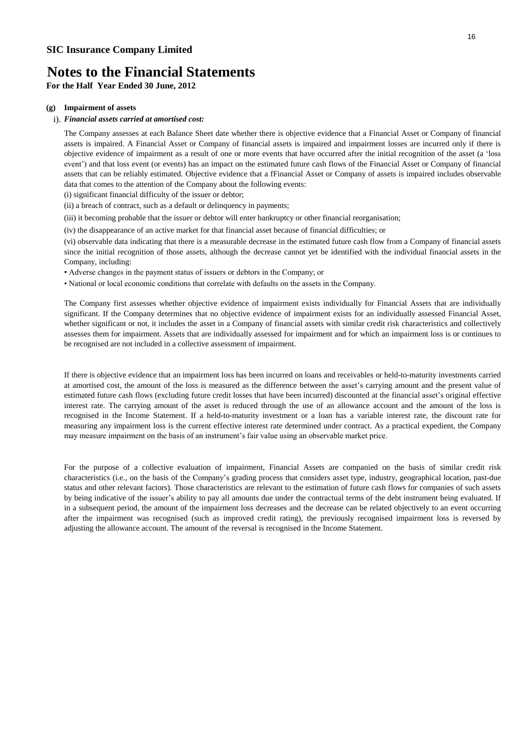**SIC Insurance Company Limited**

# Notes to the Financial Statements

**For the Half Year Ended 30 June, 2012**

**(g) Impairment of assets**

i). ***Financial assets carried at amortised cost:***

The Company assesses at each Balance Sheet date whether there is objective evidence that a Financial Asset or Company of financial assets is impaired. A Financial Asset or Company of financial assets is impaired and impairment losses are incurred only if there is objective evidence of impairment as a result of one or more events that have occurred after the initial recognition of the asset (a 'loss event') and that loss event (or events) has an impact on the estimated future cash flows of the Financial Asset or Company of financial assets that can be reliably estimated. Objective evidence that a fFinancial Asset or Company of assets is impaired includes observable data that comes to the attention of the Company about the following events:

(i) significant financial difficulty of the issuer or debtor;

(ii) a breach of contract, such as a default or delinquency in payments;

(iii) it becoming probable that the issuer or debtor will enter bankruptcy or other financial reorganisation;

(iv) the disappearance of an active market for that financial asset because of financial difficulties; or

(vi) observable data indicating that there is a measurable decrease in the estimated future cash flow from a Company of financial assets since the initial recognition of those assets, although the decrease cannot yet be identified with the individual financial assets in the Company, including:

• Adverse changes in the payment status of issuers or debtors in the Company; or

• National or local economic conditions that correlate with defaults on the assets in the Company.

The Company first assesses whether objective evidence of impairment exists individually for Financial Assets that are individually significant. If the Company determines that no objective evidence of impairment exists for an individually assessed Financial Asset, whether significant or not, it includes the asset in a Company of financial assets with similar credit risk characteristics and collectively assesses them for impairment. Assets that are individually assessed for impairment and for which an impairment loss is or continues to be recognised are not included in a collective assessment of impairment.

If there is objective evidence that an impairment loss has been incurred on loans and receivables or held-to-maturity investments carried at amortised cost, the amount of the loss is measured as the difference between the asset's carrying amount and the present value of estimated future cash flows (excluding future credit losses that have been incurred) discounted at the financial asset's original effective interest rate. The carrying amount of the asset is reduced through the use of an allowance account and the amount of the loss is recognised in the Income Statement. If a held-to-maturity investment or a loan has a variable interest rate, the discount rate for measuring any impairment loss is the current effective interest rate determined under contract. As a practical expedient, the Company may measure impairment on the basis of an instrument's fair value using an observable market price.

For the purpose of a collective evaluation of impairment, Financial Assets are companied on the basis of similar credit risk characteristics (i.e., on the basis of the Company's grading process that considers asset type, industry, geographical location, past-due status and other relevant factors). Those characteristics are relevant to the estimation of future cash flows for companies of such assets by being indicative of the issuer's ability to pay all amounts due under the contractual terms of the debt instrument being evaluated. If in a subsequent period, the amount of the impairment loss decreases and the decrease can be related objectively to an event occurring after the impairment was recognised (such as improved credit rating), the previously recognised impairment loss is reversed by adjusting the allowance account. The amount of the reversal is recognised in the Income Statement.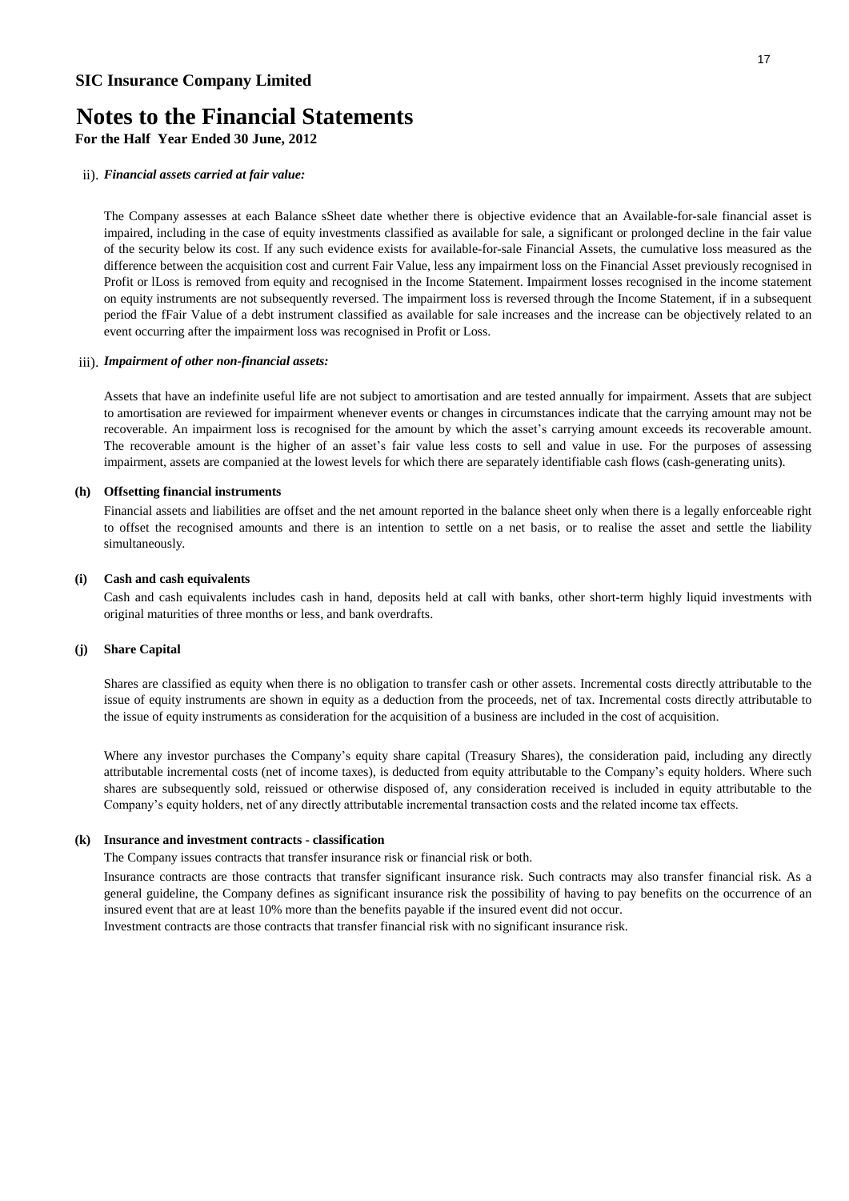**SIC Insurance Company Limited**

# Notes to the Financial Statements

**For the Half Year Ended 30 June, 2012**

ii). ***Financial assets carried at fair value:***

The Company assesses at each Balance sSheet date whether there is objective evidence that an Available-for-sale financial asset is impaired, including in the case of equity investments classified as available for sale, a significant or prolonged decline in the fair value of the security below its cost. If any such evidence exists for available-for-sale Financial Assets, the cumulative loss measured as the difference between the acquisition cost and current Fair Value, less any impairment loss on the Financial Asset previously recognised in Profit or lLoss is removed from equity and recognised in the Income Statement. Impairment losses recognised in the income statement on equity instruments are not subsequently reversed. The impairment loss is reversed through the Income Statement, if in a subsequent period the fFair Value of a debt instrument classified as available for sale increases and the increase can be objectively related to an event occurring after the impairment loss was recognised in Profit or Loss.

iii). ***Impairment of other non-financial assets:***

Assets that have an indefinite useful life are not subject to amortisation and are tested annually for impairment. Assets that are subject to amortisation are reviewed for impairment whenever events or changes in circumstances indicate that the carrying amount may not be recoverable. An impairment loss is recognised for the amount by which the asset's carrying amount exceeds its recoverable amount. The recoverable amount is the higher of an asset's fair value less costs to sell and value in use. For the purposes of assessing impairment, assets are companied at the lowest levels for which there are separately identifiable cash flows (cash-generating units).

**(h) Offsetting financial instruments**

Financial assets and liabilities are offset and the net amount reported in the balance sheet only when there is a legally enforceable right to offset the recognised amounts and there is an intention to settle on a net basis, or to realise the asset and settle the liability simultaneously.

**(i) Cash and cash equivalents**

Cash and cash equivalents includes cash in hand, deposits held at call with banks, other short-term highly liquid investments with original maturities of three months or less, and bank overdrafts.

**(j) Share Capital**

Shares are classified as equity when there is no obligation to transfer cash or other assets. Incremental costs directly attributable to the issue of equity instruments are shown in equity as a deduction from the proceeds, net of tax. Incremental costs directly attributable to the issue of equity instruments as consideration for the acquisition of a business are included in the cost of acquisition.

Where any investor purchases the Company's equity share capital (Treasury Shares), the consideration paid, including any directly attributable incremental costs (net of income taxes), is deducted from equity attributable to the Company's equity holders. Where such shares are subsequently sold, reissued or otherwise disposed of, any consideration received is included in equity attributable to the Company's equity holders, net of any directly attributable incremental transaction costs and the related income tax effects.

**(k) Insurance and investment contracts - classification**

The Company issues contracts that transfer insurance risk or financial risk or both.

Insurance contracts are those contracts that transfer significant insurance risk. Such contracts may also transfer financial risk. As a general guideline, the Company defines as significant insurance risk the possibility of having to pay benefits on the occurrence of an insured event that are at least 10% more than the benefits payable if the insured event did not occur.

Investment contracts are those contracts that transfer financial risk with no significant insurance risk.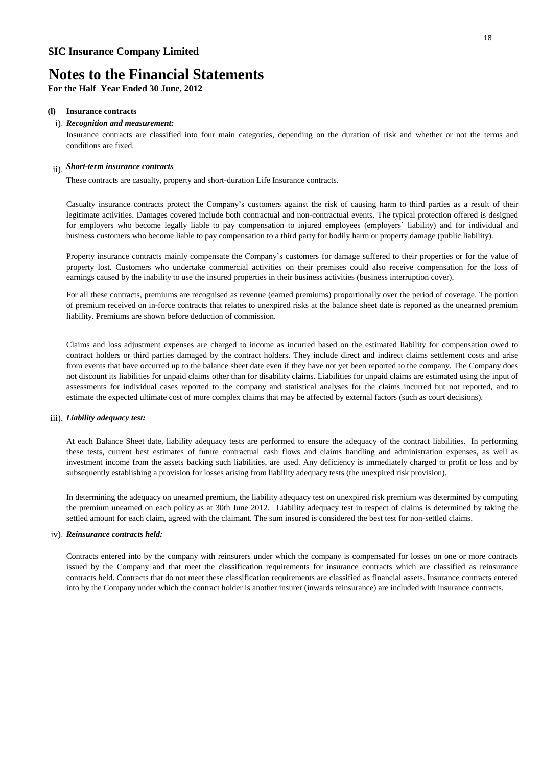**SIC Insurance Company Limited**

# Notes to the Financial Statements

**For the Half Year Ended 30 June, 2012**

**(l) Insurance contracts**

i). ***Recognition and measurement:***

Insurance contracts are classified into four main categories, depending on the duration of risk and whether or not the terms and conditions are fixed.

ii). ***Short-term insurance contracts***

These contracts are casualty, property and short-duration Life Insurance contracts.

Casualty insurance contracts protect the Company's customers against the risk of causing harm to third parties as a result of their legitimate activities. Damages covered include both contractual and non-contractual events. The typical protection offered is designed for employers who become legally liable to pay compensation to injured employees (employers' liability) and for individual and business customers who become liable to pay compensation to a third party for bodily harm or property damage (public liability).

Property insurance contracts mainly compensate the Company's customers for damage suffered to their properties or for the value of property lost. Customers who undertake commercial activities on their premises could also receive compensation for the loss of earnings caused by the inability to use the insured properties in their business activities (business interruption cover).

For all these contracts, premiums are recognised as revenue (earned premiums) proportionally over the period of coverage. The portion of premium received on in-force contracts that relates to unexpired risks at the balance sheet date is reported as the unearned premium liability. Premiums are shown before deduction of commission.

Claims and loss adjustment expenses are charged to income as incurred based on the estimated liability for compensation owed to contract holders or third parties damaged by the contract holders. They include direct and indirect claims settlement costs and arise from events that have occurred up to the balance sheet date even if they have not yet been reported to the company. The Company does not discount its liabilities for unpaid claims other than for disability claims. Liabilities for unpaid claims are estimated using the input of assessments for individual cases reported to the company and statistical analyses for the claims incurred but not reported, and to estimate the expected ultimate cost of more complex claims that may be affected by external factors (such as court decisions).

iii). ***Liability adequacy test:***

At each Balance Sheet date, liability adequacy tests are performed to ensure the adequacy of the contract liabilities. In performing these tests, current best estimates of future contractual cash flows and claims handling and administration expenses, as well as investment income from the assets backing such liabilities, are used. Any deficiency is immediately charged to profit or loss and by subsequently establishing a provision for losses arising from liability adequacy tests (the unexpired risk provision).

In determining the adequacy on unearned premium, the liability adequacy test on unexpired risk premium was determined by computing the premium unearned on each policy as at 30th June 2012. Liability adequacy test in respect of claims is determined by taking the settled amount for each claim, agreed with the claimant. The sum insured is considered the best test for non-settled claims.

iv). ***Reinsurance contracts held:***

Contracts entered into by the company with reinsurers under which the company is compensated for losses on one or more contracts issued by the Company and that meet the classification requirements for insurance contracts which are classified as reinsurance contracts held. Contracts that do not meet these classification requirements are classified as financial assets. Insurance contracts entered into by the Company under which the contract holder is another insurer (inwards reinsurance) are included with insurance contracts.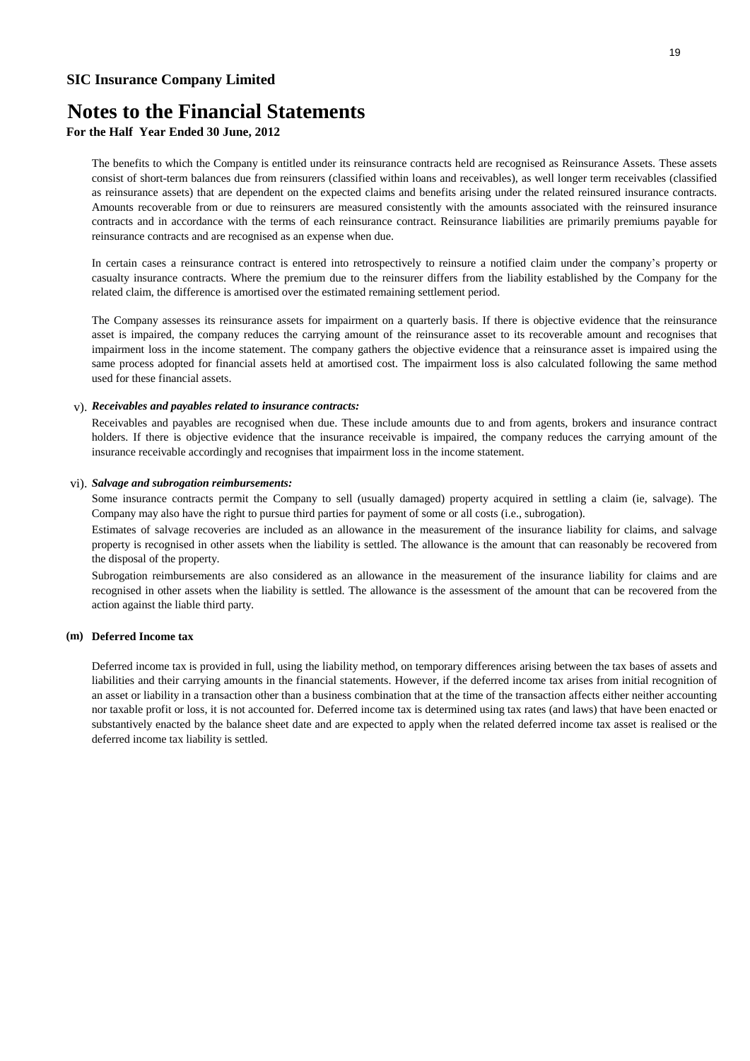**SIC Insurance Company Limited**

# Notes to the Financial Statements

**For the Half Year Ended 30 June, 2012**

The benefits to which the Company is entitled under its reinsurance contracts held are recognised as Reinsurance Assets. These assets consist of short-term balances due from reinsurers (classified within loans and receivables), as well longer term receivables (classified as reinsurance assets) that are dependent on the expected claims and benefits arising under the related reinsured insurance contracts. Amounts recoverable from or due to reinsurers are measured consistently with the amounts associated with the reinsured insurance contracts and in accordance with the terms of each reinsurance contract. Reinsurance liabilities are primarily premiums payable for reinsurance contracts and are recognised as an expense when due.

In certain cases a reinsurance contract is entered into retrospectively to reinsure a notified claim under the company's property or casualty insurance contracts. Where the premium due to the reinsurer differs from the liability established by the Company for the related claim, the difference is amortised over the estimated remaining settlement period.

The Company assesses its reinsurance assets for impairment on a quarterly basis. If there is objective evidence that the reinsurance asset is impaired, the company reduces the carrying amount of the reinsurance asset to its recoverable amount and recognises that impairment loss in the income statement. The company gathers the objective evidence that a reinsurance asset is impaired using the same process adopted for financial assets held at amortised cost. The impairment loss is also calculated following the same method used for these financial assets.

v). ***Receivables and payables related to insurance contracts:***

Receivables and payables are recognised when due. These include amounts due to and from agents, brokers and insurance contract holders. If there is objective evidence that the insurance receivable is impaired, the company reduces the carrying amount of the insurance receivable accordingly and recognises that impairment loss in the income statement.

vi). ***Salvage and subrogation reimbursements:***

Some insurance contracts permit the Company to sell (usually damaged) property acquired in settling a claim (ie, salvage). The Company may also have the right to pursue third parties for payment of some or all costs (i.e., subrogation).

Estimates of salvage recoveries are included as an allowance in the measurement of the insurance liability for claims, and salvage property is recognised in other assets when the liability is settled. The allowance is the amount that can reasonably be recovered from the disposal of the property.

Subrogation reimbursements are also considered as an allowance in the measurement of the insurance liability for claims and are recognised in other assets when the liability is settled. The allowance is the assessment of the amount that can be recovered from the action against the liable third party.

**(m) Deferred Income tax**

Deferred income tax is provided in full, using the liability method, on temporary differences arising between the tax bases of assets and liabilities and their carrying amounts in the financial statements. However, if the deferred income tax arises from initial recognition of an asset or liability in a transaction other than a business combination that at the time of the transaction affects either neither accounting nor taxable profit or loss, it is not accounted for. Deferred income tax is determined using tax rates (and laws) that have been enacted or substantively enacted by the balance sheet date and are expected to apply when the related deferred income tax asset is realised or the deferred income tax liability is settled.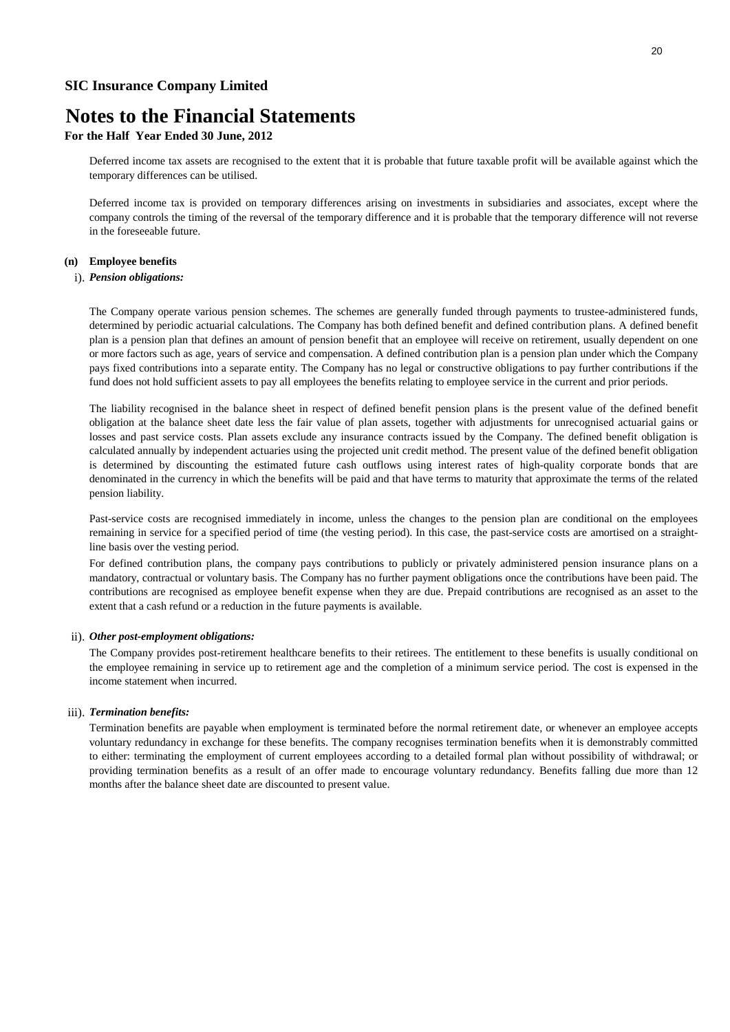**SIC Insurance Company Limited**

# Notes to the Financial Statements

**For the Half Year Ended 30 June, 2012**

Deferred income tax assets are recognised to the extent that it is probable that future taxable profit will be available against which the temporary differences can be utilised.

Deferred income tax is provided on temporary differences arising on investments in subsidiaries and associates, except where the company controls the timing of the reversal of the temporary difference and it is probable that the temporary difference will not reverse in the foreseeable future.

**(n) Employee benefits**

i). ***Pension obligations:***

The Company operate various pension schemes. The schemes are generally funded through payments to trustee-administered funds, determined by periodic actuarial calculations. The Company has both defined benefit and defined contribution plans. A defined benefit plan is a pension plan that defines an amount of pension benefit that an employee will receive on retirement, usually dependent on one or more factors such as age, years of service and compensation. A defined contribution plan is a pension plan under which the Company pays fixed contributions into a separate entity. The Company has no legal or constructive obligations to pay further contributions if the fund does not hold sufficient assets to pay all employees the benefits relating to employee service in the current and prior periods.

The liability recognised in the balance sheet in respect of defined benefit pension plans is the present value of the defined benefit obligation at the balance sheet date less the fair value of plan assets, together with adjustments for unrecognised actuarial gains or losses and past service costs. Plan assets exclude any insurance contracts issued by the Company. The defined benefit obligation is calculated annually by independent actuaries using the projected unit credit method. The present value of the defined benefit obligation is determined by discounting the estimated future cash outflows using interest rates of high-quality corporate bonds that are denominated in the currency in which the benefits will be paid and that have terms to maturity that approximate the terms of the related pension liability.

Past-service costs are recognised immediately in income, unless the changes to the pension plan are conditional on the employees remaining in service for a specified period of time (the vesting period). In this case, the past-service costs are amortised on a straight-line basis over the vesting period.

For defined contribution plans, the company pays contributions to publicly or privately administered pension insurance plans on a mandatory, contractual or voluntary basis. The Company has no further payment obligations once the contributions have been paid. The contributions are recognised as employee benefit expense when they are due. Prepaid contributions are recognised as an asset to the extent that a cash refund or a reduction in the future payments is available.

ii). ***Other post-employment obligations:***

The Company provides post-retirement healthcare benefits to their retirees. The entitlement to these benefits is usually conditional on the employee remaining in service up to retirement age and the completion of a minimum service period. The cost is expensed in the income statement when incurred.

iii). ***Termination benefits:***

Termination benefits are payable when employment is terminated before the normal retirement date, or whenever an employee accepts voluntary redundancy in exchange for these benefits. The company recognises termination benefits when it is demonstrably committed to either: terminating the employment of current employees according to a detailed formal plan without possibility of withdrawal; or providing termination benefits as a result of an offer made to encourage voluntary redundancy. Benefits falling due more than 12 months after the balance sheet date are discounted to present value.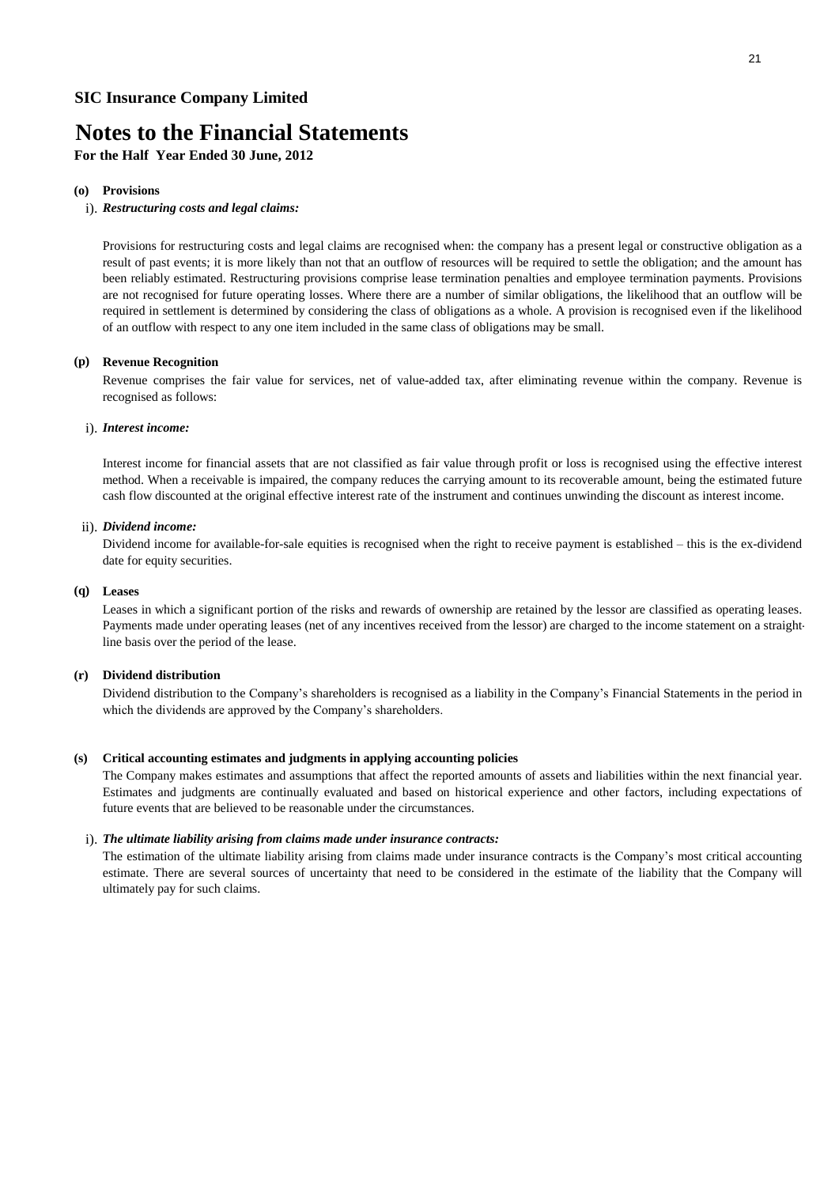**SIC Insurance Company Limited**

# Notes to the Financial Statements

**For the Half Year Ended 30 June, 2012**

**(o) Provisions**

i). ***Restructuring costs and legal claims:***

Provisions for restructuring costs and legal claims are recognised when: the company has a present legal or constructive obligation as a result of past events; it is more likely than not that an outflow of resources will be required to settle the obligation; and the amount has been reliably estimated. Restructuring provisions comprise lease termination penalties and employee termination payments. Provisions are not recognised for future operating losses. Where there are a number of similar obligations, the likelihood that an outflow will be required in settlement is determined by considering the class of obligations as a whole. A provision is recognised even if the likelihood of an outflow with respect to any one item included in the same class of obligations may be small.

**(p) Revenue Recognition**

Revenue comprises the fair value for services, net of value-added tax, after eliminating revenue within the company. Revenue is recognised as follows:

i). ***Interest income:***

Interest income for financial assets that are not classified as fair value through profit or loss is recognised using the effective interest method. When a receivable is impaired, the company reduces the carrying amount to its recoverable amount, being the estimated future cash flow discounted at the original effective interest rate of the instrument and continues unwinding the discount as interest income.

ii). ***Dividend income:***

Dividend income for available-for-sale equities is recognised when the right to receive payment is established – this is the ex-dividend date for equity securities.

**(q) Leases**

Leases in which a significant portion of the risks and rewards of ownership are retained by the lessor are classified as operating leases. Payments made under operating leases (net of any incentives received from the lessor) are charged to the income statement on a straight-line basis over the period of the lease.

**(r) Dividend distribution**

Dividend distribution to the Company's shareholders is recognised as a liability in the Company's Financial Statements in the period in which the dividends are approved by the Company's shareholders.

**(s) Critical accounting estimates and judgments in applying accounting policies**

The Company makes estimates and assumptions that affect the reported amounts of assets and liabilities within the next financial year. Estimates and judgments are continually evaluated and based on historical experience and other factors, including expectations of future events that are believed to be reasonable under the circumstances.

i). ***The ultimate liability arising from claims made under insurance contracts:***

The estimation of the ultimate liability arising from claims made under insurance contracts is the Company's most critical accounting estimate. There are several sources of uncertainty that need to be considered in the estimate of the liability that the Company will ultimately pay for such claims.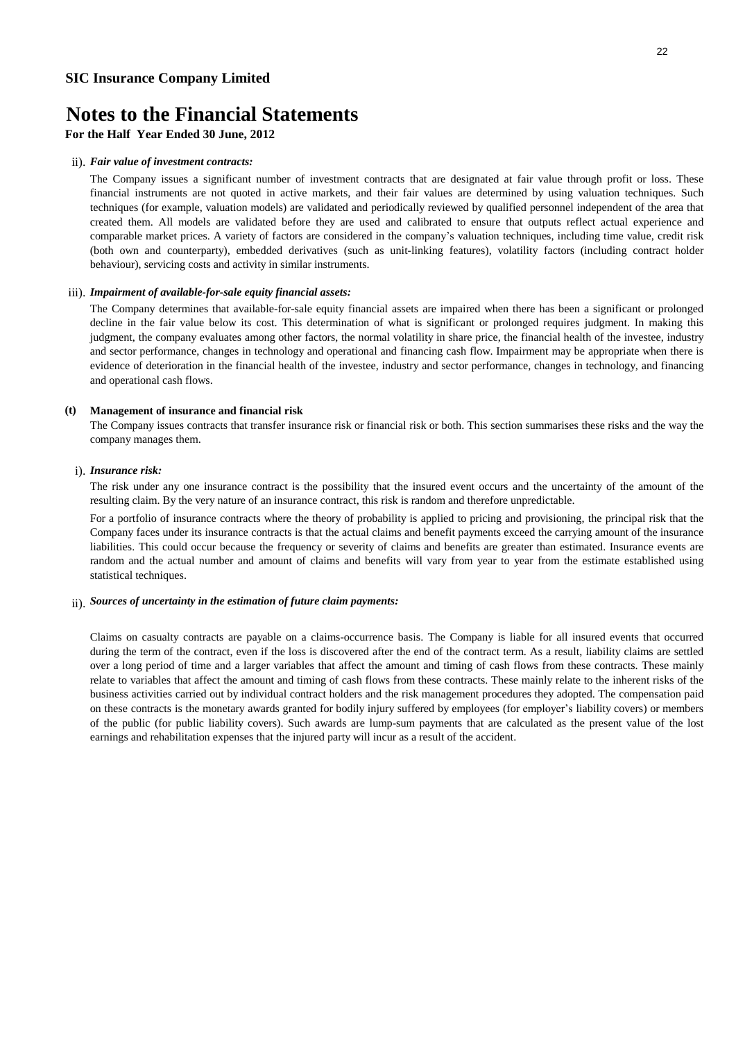**SIC Insurance Company Limited**

# Notes to the Financial Statements

**For the Half Year Ended 30 June, 2012**

ii). ***Fair value of investment contracts:***

The Company issues a significant number of investment contracts that are designated at fair value through profit or loss. These financial instruments are not quoted in active markets, and their fair values are determined by using valuation techniques. Such techniques (for example, valuation models) are validated and periodically reviewed by qualified personnel independent of the area that created them. All models are validated before they are used and calibrated to ensure that outputs reflect actual experience and comparable market prices. A variety of factors are considered in the company's valuation techniques, including time value, credit risk (both own and counterparty), embedded derivatives (such as unit-linking features), volatility factors (including contract holder behaviour), servicing costs and activity in similar instruments.

iii). ***Impairment of available-for-sale equity financial assets:***

The Company determines that available-for-sale equity financial assets are impaired when there has been a significant or prolonged decline in the fair value below its cost. This determination of what is significant or prolonged requires judgment. In making this judgment, the company evaluates among other factors, the normal volatility in share price, the financial health of the investee, industry and sector performance, changes in technology and operational and financing cash flow. Impairment may be appropriate when there is evidence of deterioration in the financial health of the investee, industry and sector performance, changes in technology, and financing and operational cash flows.

**(t) Management of insurance and financial risk**

The Company issues contracts that transfer insurance risk or financial risk or both. This section summarises these risks and the way the company manages them.

i). ***Insurance risk:***

The risk under any one insurance contract is the possibility that the insured event occurs and the uncertainty of the amount of the resulting claim. By the very nature of an insurance contract, this risk is random and therefore unpredictable.

For a portfolio of insurance contracts where the theory of probability is applied to pricing and provisioning, the principal risk that the Company faces under its insurance contracts is that the actual claims and benefit payments exceed the carrying amount of the insurance liabilities. This could occur because the frequency or severity of claims and benefits are greater than estimated. Insurance events are random and the actual number and amount of claims and benefits will vary from year to year from the estimate established using statistical techniques.

ii). ***Sources of uncertainty in the estimation of future claim payments:***

Claims on casualty contracts are payable on a claims-occurrence basis. The Company is liable for all insured events that occurred during the term of the contract, even if the loss is discovered after the end of the contract term. As a result, liability claims are settled over a long period of time and a larger variables that affect the amount and timing of cash flows from these contracts. These mainly relate to variables that affect the amount and timing of cash flows from these contracts. These mainly relate to the inherent risks of the business activities carried out by individual contract holders and the risk management procedures they adopted. The compensation paid on these contracts is the monetary awards granted for bodily injury suffered by employees (for employer's liability covers) or members of the public (for public liability covers). Such awards are lump-sum payments that are calculated as the present value of the lost earnings and rehabilitation expenses that the injured party will incur as a result of the accident.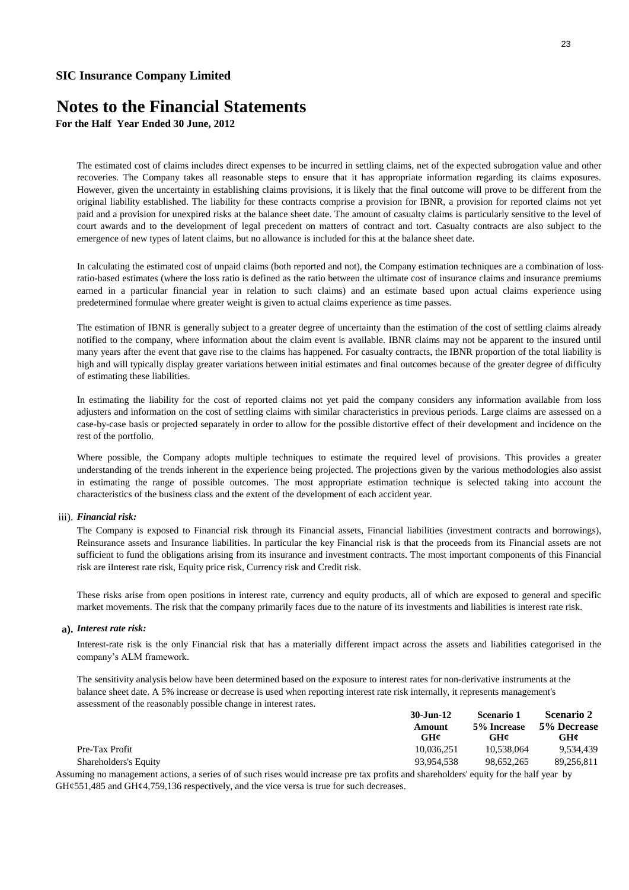**SIC Insurance Company Limited**

# Notes to the Financial Statements

**For the Half Year Ended 30 June, 2012**

The estimated cost of claims includes direct expenses to be incurred in settling claims, net of the expected subrogation value and other recoveries. The Company takes all reasonable steps to ensure that it has appropriate information regarding its claims exposures. However, given the uncertainty in establishing claims provisions, it is likely that the final outcome will prove to be different from the original liability established. The liability for these contracts comprise a provision for IBNR, a provision for reported claims not yet paid and a provision for unexpired risks at the balance sheet date. The amount of casualty claims is particularly sensitive to the level of court awards and to the development of legal precedent on matters of contract and tort. Casualty contracts are also subject to the emergence of new types of latent claims, but no allowance is included for this at the balance sheet date.

In calculating the estimated cost of unpaid claims (both reported and not), the Company estimation techniques are a combination of loss-ratio-based estimates (where the loss ratio is defined as the ratio between the ultimate cost of insurance claims and insurance premiums earned in a particular financial year in relation to such claims) and an estimate based upon actual claims experience using predetermined formulae where greater weight is given to actual claims experience as time passes.

The estimation of IBNR is generally subject to a greater degree of uncertainty than the estimation of the cost of settling claims already notified to the company, where information about the claim event is available. IBNR claims may not be apparent to the insured until many years after the event that gave rise to the claims has happened. For casualty contracts, the IBNR proportion of the total liability is high and will typically display greater variations between initial estimates and final outcomes because of the greater degree of difficulty of estimating these liabilities.

In estimating the liability for the cost of reported claims not yet paid the company considers any information available from loss adjusters and information on the cost of settling claims with similar characteristics in previous periods. Large claims are assessed on a case-by-case basis or projected separately in order to allow for the possible distortive effect of their development and incidence on the rest of the portfolio.

Where possible, the Company adopts multiple techniques to estimate the required level of provisions. This provides a greater understanding of the trends inherent in the experience being projected. The projections given by the various methodologies also assist in estimating the range of possible outcomes. The most appropriate estimation technique is selected taking into account the characteristics of the business class and the extent of the development of each accident year.

iii). ***Financial risk:***

The Company is exposed to Financial risk through its Financial assets, Financial liabilities (investment contracts and borrowings), Reinsurance assets and Insurance liabilities. In particular the key Financial risk is that the proceeds from its Financial assets are not sufficient to fund the obligations arising from its insurance and investment contracts. The most important components of this Financial risk are iInterest rate risk, Equity price risk, Currency risk and Credit risk.

These risks arise from open positions in interest rate, currency and equity products, all of which are exposed to general and specific market movements. The risk that the company primarily faces due to the nature of its investments and liabilities is interest rate risk.

**a).** ***Interest rate risk:***

Interest-rate risk is the only Financial risk that has a materially different impact across the assets and liabilities categorised in the company's ALM framework.

The sensitivity analysis below have been determined based on the exposure to interest rates for non-derivative instruments at the balance sheet date. A 5% increase or decrease is used when reporting interest rate risk internally, it represents management's assessment of the reasonably possible change in interest rates.

| | 30-Jun-12 Amount GH¢ | Scenario 1 5% Increase GH¢ | Scenario 2 5% Decrease GH¢ |
|---|---|---|---|
| Pre-Tax Profit | 10,036,251 | 10,538,064 | 9,534,439 |
| Shareholders's Equity | 93,954,538 | 98,652,265 | 89,256,811 |

Assuming no management actions, a series of of such rises would increase pre tax profits and shareholders' equity for the half year by GH¢551,485 and GH¢4,759,136 respectively, and the vice versa is true for such decreases.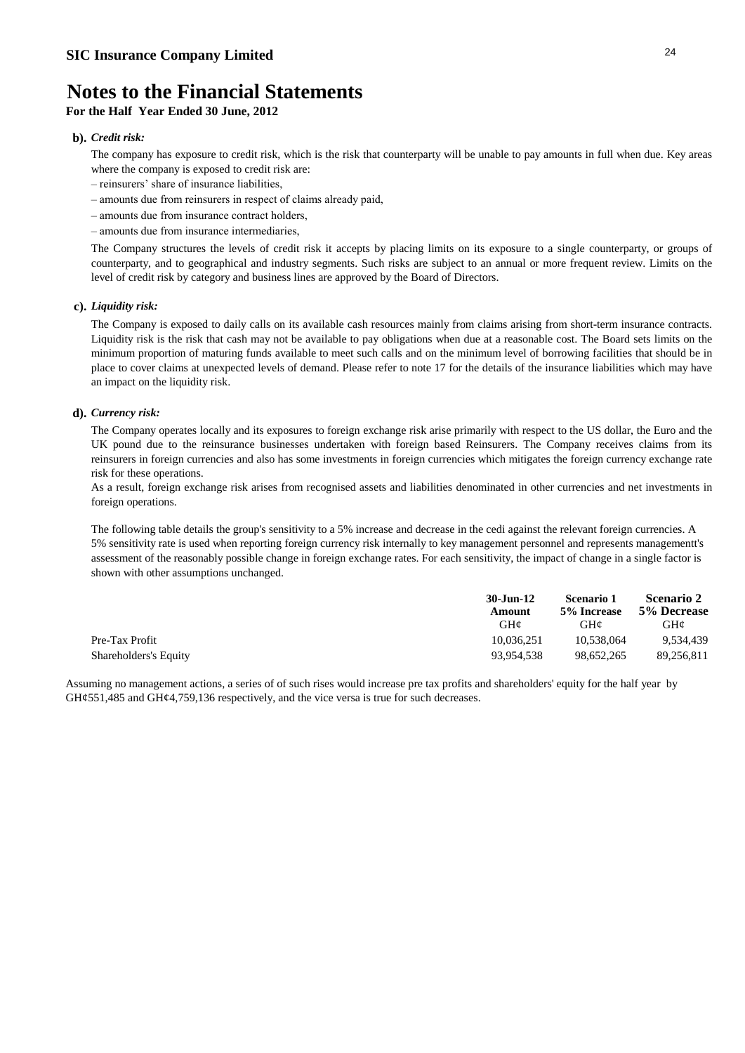## SIC Insurance Company Limited

# Notes to the Financial Statements

**For the Half Year Ended 30 June, 2012**

**b).** ***Credit risk:***

The company has exposure to credit risk, which is the risk that counterparty will be unable to pay amounts in full when due. Key areas where the company is exposed to credit risk are:

– reinsurers' share of insurance liabilities,

– amounts due from reinsurers in respect of claims already paid,

– amounts due from insurance contract holders,

– amounts due from insurance intermediaries,

The Company structures the levels of credit risk it accepts by placing limits on its exposure to a single counterparty, or groups of counterparty, and to geographical and industry segments. Such risks are subject to an annual or more frequent review. Limits on the level of credit risk by category and business lines are approved by the Board of Directors.

**c).** ***Liquidity risk:***

The Company is exposed to daily calls on its available cash resources mainly from claims arising from short-term insurance contracts. Liquidity risk is the risk that cash may not be available to pay obligations when due at a reasonable cost. The Board sets limits on the minimum proportion of maturing funds available to meet such calls and on the minimum level of borrowing facilities that should be in place to cover claims at unexpected levels of demand. Please refer to note 17 for the details of the insurance liabilities which may have an impact on the liquidity risk.

**d).** ***Currency risk:***

The Company operates locally and its exposures to foreign exchange risk arise primarily with respect to the US dollar, the Euro and the UK pound due to the reinsurance businesses undertaken with foreign based Reinsurers. The Company receives claims from its reinsurers in foreign currencies and also has some investments in foreign currencies which mitigates the foreign currency exchange rate risk for these operations.

As a result, foreign exchange risk arises from recognised assets and liabilities denominated in other currencies and net investments in foreign operations.

The following table details the group's sensitivity to a 5% increase and decrease in the cedi against the relevant foreign currencies. A 5% sensitivity rate is used when reporting foreign currency risk internally to key management personnel and represents managementt's assessment of the reasonably possible change in foreign exchange rates. For each sensitivity, the impact of change in a single factor is shown with other assumptions unchanged.

| | 30-Jun-12 Amount GH¢ | Scenario 1 5% Increase GH¢ | Scenario 2 5% Decrease GH¢ |
|---|---|---|---|
| Pre-Tax Profit | 10,036,251 | 10,538,064 | 9,534,439 |
| Shareholders's Equity | 93,954,538 | 98,652,265 | 89,256,811 |

Assuming no management actions, a series of of such rises would increase pre tax profits and shareholders' equity for the half year by GH¢551,485 and GH¢4,759,136 respectively, and the vice versa is true for such decreases.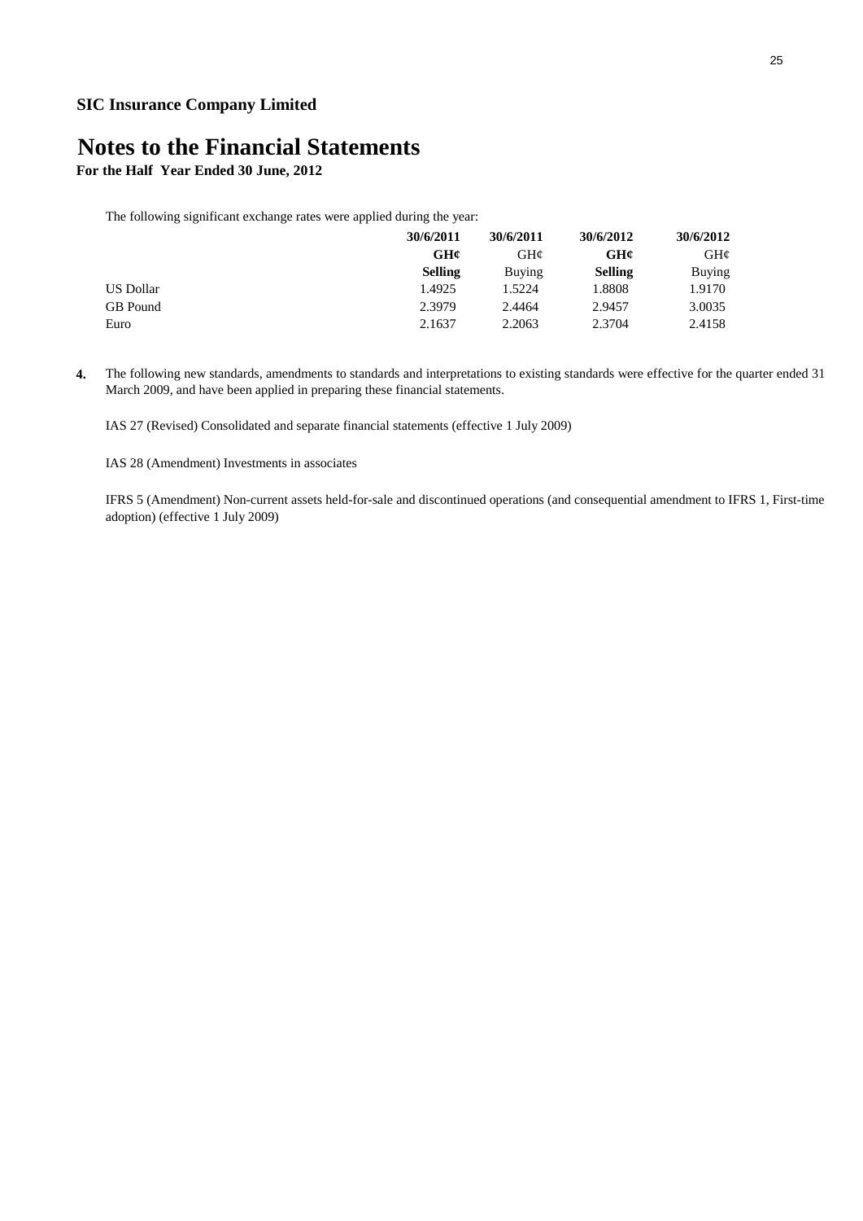**SIC Insurance Company Limited**

# Notes to the Financial Statements

**For the Half Year Ended 30 June, 2012**

The following significant exchange rates were applied during the year:

| | 30/6/2011 | 30/6/2011 | 30/6/2012 | 30/6/2012 |
|---|---|---|---|---|
| | **GH¢** | GH¢ | **GH¢** | GH¢ |
| | **Selling** | Buying | **Selling** | Buying |
| US Dollar | 1.4925 | 1.5224 | 1.8808 | 1.9170 |
| GB Pound | 2.3979 | 2.4464 | 2.9457 | 3.0035 |
| Euro | 2.1637 | 2.2063 | 2.3704 | 2.4158 |

**4.** The following new standards, amendments to standards and interpretations to existing standards were effective for the quarter ended 31 March 2009, and have been applied in preparing these financial statements.

IAS 27 (Revised) Consolidated and separate financial statements (effective 1 July 2009)

IAS 28 (Amendment) Investments in associates

IFRS 5 (Amendment) Non-current assets held-for-sale and discontinued operations (and consequential amendment to IFRS 1, First-time adoption) (effective 1 July 2009)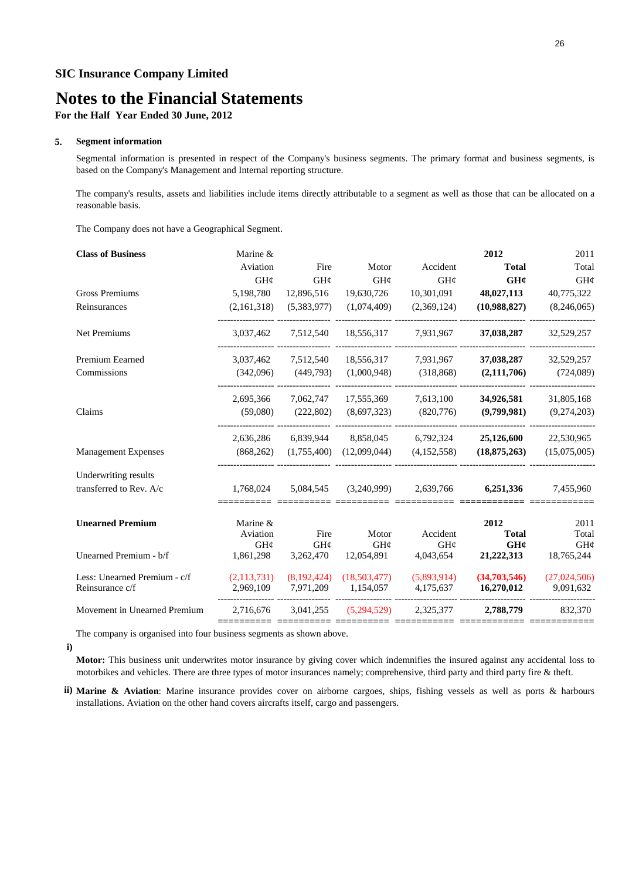**SIC Insurance Company Limited**

# Notes to the Financial Statements

**For the Half Year Ended 30 June, 2012**

## 5. Segment information

Segmental information is presented in respect of the Company's business segments. The primary format and business segments, is based on the Company's Management and Internal reporting structure.

The company's results, assets and liabilities include items directly attributable to a segment as well as those that can be allocated on a reasonable basis.

The Company does not have a Geographical Segment.

| **Class of Business** | Marine & Aviation | Fire | Motor | Accident | **2012 Total** | 2011 Total |
|---|---|---|---|---|---|---|
| | GH¢ | GH¢ | GH¢ | GH¢ | **GH¢** | GH¢ |
| Gross Premiums | 5,198,780 | 12,896,516 | 19,630,726 | 10,301,091 | **48,027,113** | 40,775,322 |
| Reinsurances | (2,161,318) | (5,383,977) | (1,074,409) | (2,369,124) | **(10,988,827)** | (8,246,065) |
| Net Premiums | 3,037,462 | 7,512,540 | 18,556,317 | 7,931,967 | **37,038,287** | 32,529,257 |
| Premium Eearned | 3,037,462 | 7,512,540 | 18,556,317 | 7,931,967 | **37,038,287** | 32,529,257 |
| Commissions | (342,096) | (449,793) | (1,000,948) | (318,868) | **(2,111,706)** | (724,089) |
| | 2,695,366 | 7,062,747 | 17,555,369 | 7,613,100 | **34,926,581** | 31,805,168 |
| Claims | (59,080) | (222,802) | (8,697,323) | (820,776) | **(9,799,981)** | (9,274,203) |
| | 2,636,286 | 6,839,944 | 8,858,045 | 6,792,324 | **25,126,600** | 22,530,965 |
| Management Expenses | (868,262) | (1,755,400) | (12,099,044) | (4,152,558) | **(18,875,263)** | (15,075,005) |
| Underwriting results transferred to Rev. A/c | 1,768,024 | 5,084,545 | (3,240,999) | 2,639,766 | **6,251,336** | 7,455,960 |

| **Unearned Premium** | Marine & Aviation | Fire | Motor | Accident | **2012 Total** | 2011 Total |
|---|---|---|---|---|---|---|
| | GH¢ | GH¢ | GH¢ | GH¢ | **GH¢** | GH¢ |
| Unearned Premium - b/f | 1,861,298 | 3,262,470 | 12,054,891 | 4,043,654 | **21,222,313** | 18,765,244 |
| Less: Unearned Premium - c/f | (2,113,731) | (8,192,424) | (18,503,477) | (5,893,914) | **(34,703,546)** | (27,024,506) |
| Reinsurance c/f | 2,969,109 | 7,971,209 | 1,154,057 | 4,175,637 | **16,270,012** | 9,091,632 |
| Movement in Unearned Premium | 2,716,676 | 3,041,255 | (5,294,529) | 2,325,377 | **2,788,779** | 832,370 |

The company is organised into four business segments as shown above.

i) **Motor:** This business unit underwrites motor insurance by giving cover which indemnifies the insured against any accidental loss to motorbikes and vehicles. There are three types of motor insurances namely; comprehensive, third party and third party fire & theft.

ii) **Marine & Aviation**: Marine insurance provides cover on airborne cargoes, ships, fishing vessels as well as ports & harbours installations. Aviation on the other hand covers aircrafts itself, cargo and passengers.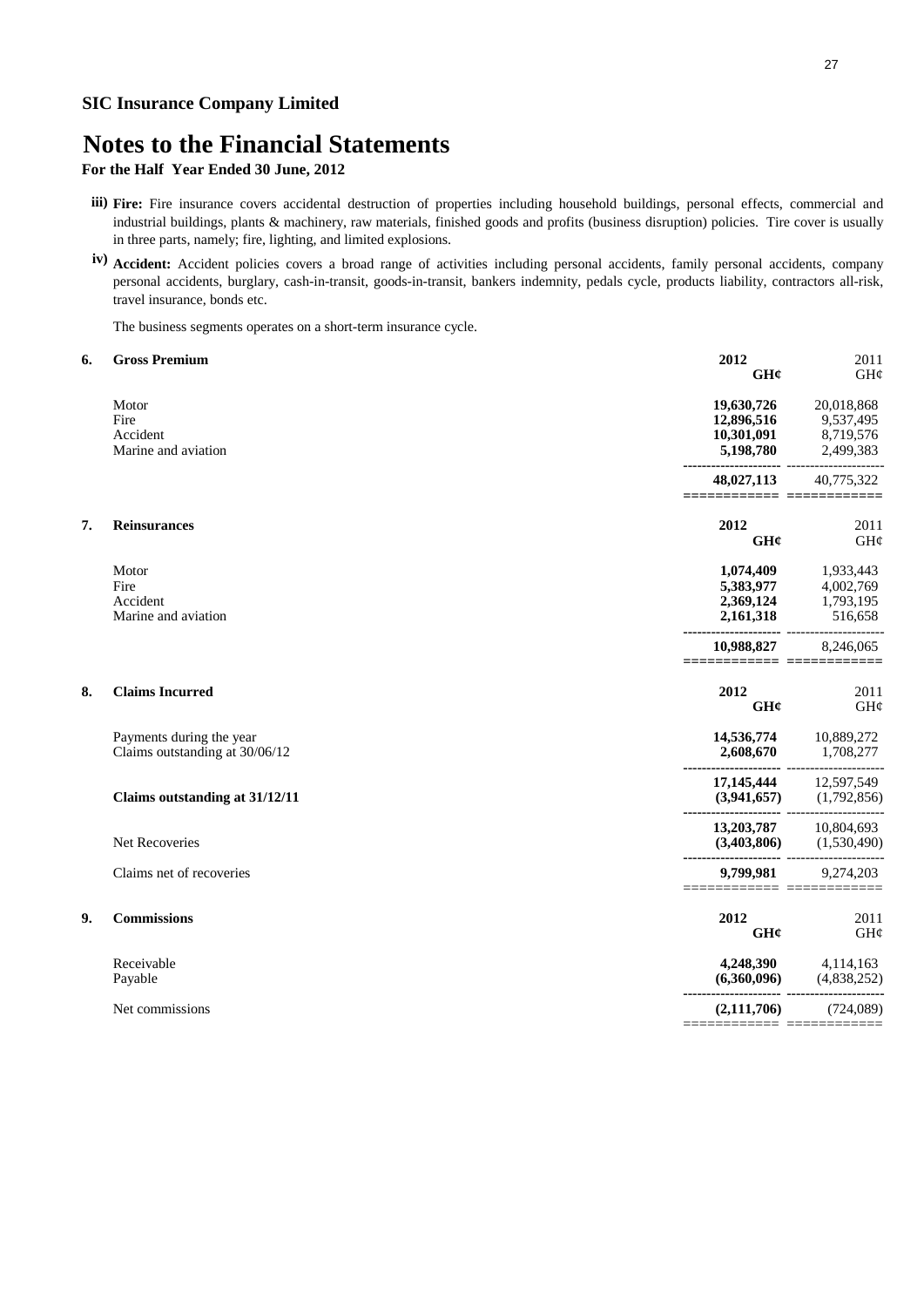**SIC Insurance Company Limited**

# Notes to the Financial Statements

**For the Half Year Ended 30 June, 2012**

**iii) Fire:** Fire insurance covers accidental destruction of properties including household buildings, personal effects, commercial and industrial buildings, plants & machinery, raw materials, finished goods and profits (business disruption) policies. Tire cover is usually in three parts, namely; fire, lighting, and limited explosions.

**iv) Accident:** Accident policies covers a broad range of activities including personal accidents, family personal accidents, company personal accidents, burglary, cash-in-transit, goods-in-transit, bankers indemnity, pedals cycle, products liability, contractors all-risk, travel insurance, bonds etc.

The business segments operates on a short-term insurance cycle.

| **6. Gross Premium** | **2012 GH¢** | 2011 GH¢ |
|---|---|---|
| Motor | **19,630,726** | 20,018,868 |
| Fire | **12,896,516** | 9,537,495 |
| Accident | **10,301,091** | 8,719,576 |
| Marine and aviation | **5,198,780** | 2,499,383 |
| | **48,027,113** | 40,775,322 |

| **7. Reinsurances** | **2012 GH¢** | 2011 GH¢ |
|---|---|---|
| Motor | **1,074,409** | 1,933,443 |
| Fire | **5,383,977** | 4,002,769 |
| Accident | **2,369,124** | 1,793,195 |
| Marine and aviation | **2,161,318** | 516,658 |
| | **10,988,827** | 8,246,065 |

| **8. Claims Incurred** | **2012 GH¢** | 2011 GH¢ |
|---|---|---|
| Payments during the year | **14,536,774** | 10,889,272 |
| Claims outstanding at 30/06/12 | **2,608,670** | 1,708,277 |
| | **17,145,444** | 12,597,549 |
| **Claims outstanding at 31/12/11** | **(3,941,657)** | (1,792,856) |
| | **13,203,787** | 10,804,693 |
| Net Recoveries | **(3,403,806)** | (1,530,490) |
| Claims net of recoveries | **9,799,981** | 9,274,203 |

| **9. Commissions** | **2012 GH¢** | 2011 GH¢ |
|---|---|---|
| Receivable | **4,248,390** | 4,114,163 |
| Payable | **(6,360,096)** | (4,838,252) |
| Net commissions | **(2,111,706)** | (724,089) |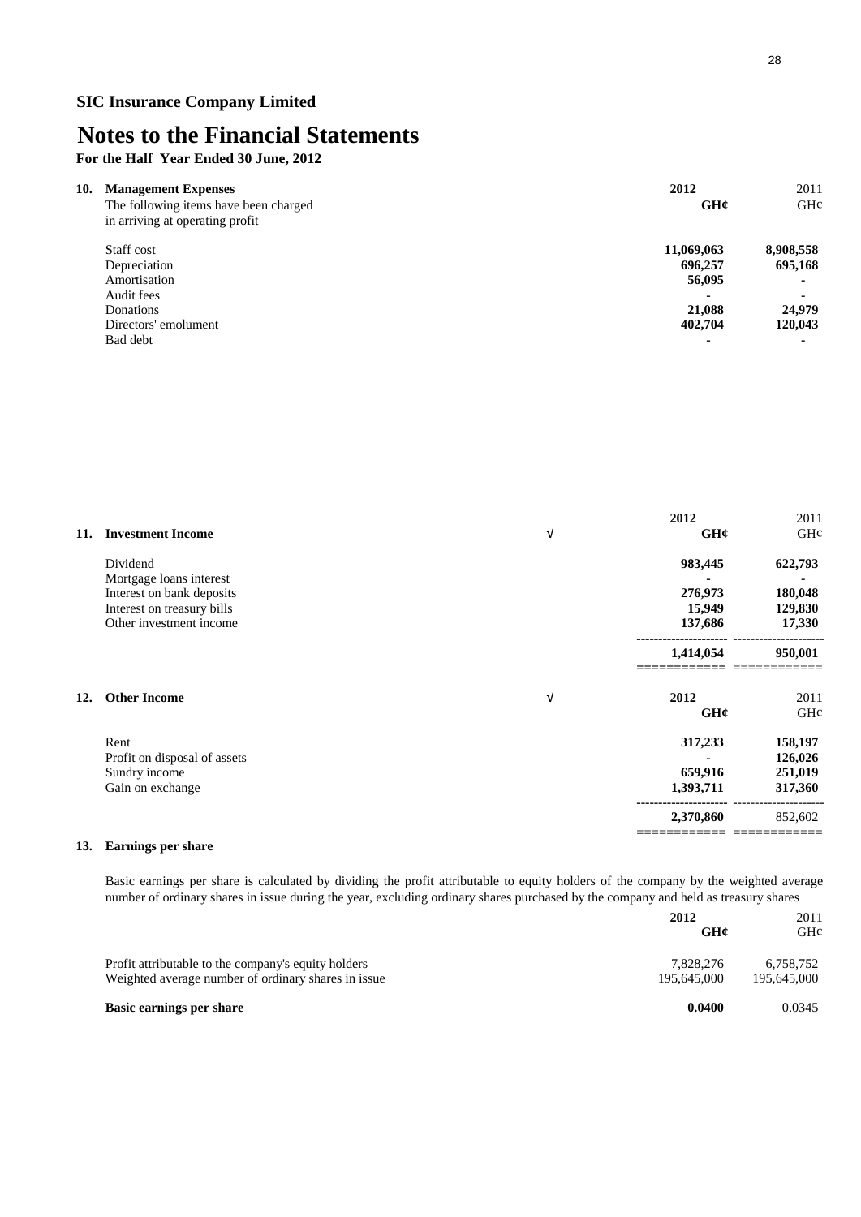**SIC Insurance Company Limited**

# Notes to the Financial Statements

**For the Half Year Ended 30 June, 2012**

## 10. Management Expenses

The following items have been charged in arriving at operating profit

| | 2012 GH¢ | 2011 GH¢ |
|---|---|---|
| Staff cost | 11,069,063 | 8,908,558 |
| Depreciation | 696,257 | 695,168 |
| Amortisation | 56,095 | - |
| Audit fees | - | - |
| Donations | 21,088 | 24,979 |
| Directors' emolument | 402,704 | 120,043 |
| Bad debt | - | - |

## 11. Investment Income √

| | 2012 GH¢ | 2011 GH¢ |
|---|---|---|
| Dividend | 983,445 | 622,793 |
| Mortgage loans interest | - | - |
| Interest on bank deposits | 276,973 | 180,048 |
| Interest on treasury bills | 15,949 | 129,830 |
| Other investment income | 137,686 | 17,330 |
| | 1,414,054 | 950,001 |

## 12. Other Income √

| | 2012 GH¢ | 2011 GH¢ |
|---|---|---|
| Rent | 317,233 | 158,197 |
| Profit on disposal of assets | - | 126,026 |
| Sundry income | 659,916 | 251,019 |
| Gain on exchange | 1,393,711 | 317,360 |
| | 2,370,860 | 852,602 |

## 13. Earnings per share

Basic earnings per share is calculated by dividing the profit attributable to equity holders of the company by the weighted average number of ordinary shares in issue during the year, excluding ordinary shares purchased by the company and held as treasury shares

| | 2012 GH¢ | 2011 GH¢ |
|---|---|---|
| Profit attributable to the company's equity holders | 7,828,276 | 6,758,752 |
| Weighted average number of ordinary shares in issue | 195,645,000 | 195,645,000 |
| **Basic earnings per share** | **0.0400** | 0.0345 |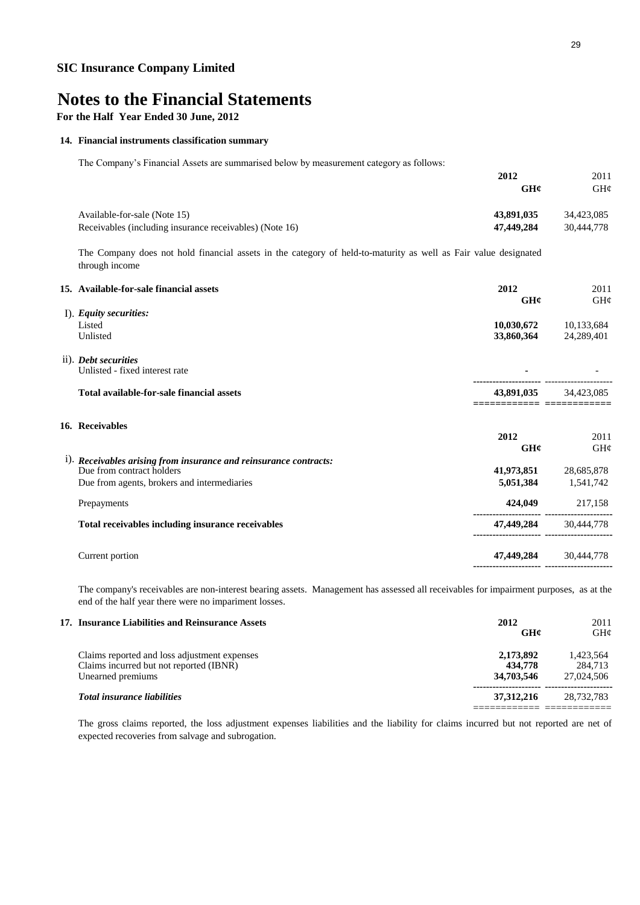**SIC Insurance Company Limited**

# Notes to the Financial Statements

**For the Half Year Ended 30 June, 2012**

## 14. Financial instruments classification summary

The Company's Financial Assets are summarised below by measurement category as follows:

| | 2012 GH¢ | 2011 GH¢ |
|---|---|---|
| Available-for-sale (Note 15) | **43,891,035** | 34,423,085 |
| Receivables (including insurance receivables) (Note 16) | **47,449,284** | 30,444,778 |

The Company does not hold financial assets in the category of held-to-maturity as well as Fair value designated through income

## 15. Available-for-sale financial assets

| | 2012 GH¢ | 2011 GH¢ |
|---|---|---|
| I). ***Equity securities:*** | | |
| Listed | **10,030,672** | 10,133,684 |
| Unlisted | **33,860,364** | 24,289,401 |
| ii). ***Debt securities*** | | |
| Unlisted - fixed interest rate | **-** | - |
| **Total available-for-sale financial assets** | **43,891,035** | 34,423,085 |

## 16. Receivables

| | 2012 GH¢ | 2011 GH¢ |
|---|---|---|
| i). ***Receivables arising from insurance and reinsurance contracts:*** | | |
| Due from contract holders | **41,973,851** | 28,685,878 |
| Due from agents, brokers and intermediaries | **5,051,384** | 1,541,742 |
| Prepayments | **424,049** | 217,158 |
| **Total receivables including insurance receivables** | **47,449,284** | 30,444,778 |
| Current portion | **47,449,284** | 30,444,778 |

The company's receivables are non-interest bearing assets. Management has assessed all receivables for impairment purposes, as at the end of the half year there were no impairment losses.

## 17. Insurance Liabilities and Reinsurance Assets

| | 2012 GH¢ | 2011 GH¢ |
|---|---|---|
| Claims reported and loss adjustment expenses | **2,173,892** | 1,423,564 |
| Claims incurred but not reported (IBNR) | **434,778** | 284,713 |
| Unearned premiums | **34,703,546** | 27,024,506 |
| ***Total insurance liabilities*** | **37,312,216** | 28,732,783 |

The gross claims reported, the loss adjustment expenses liabilities and the liability for claims incurred but not reported are net of expected recoveries from salvage and subrogation.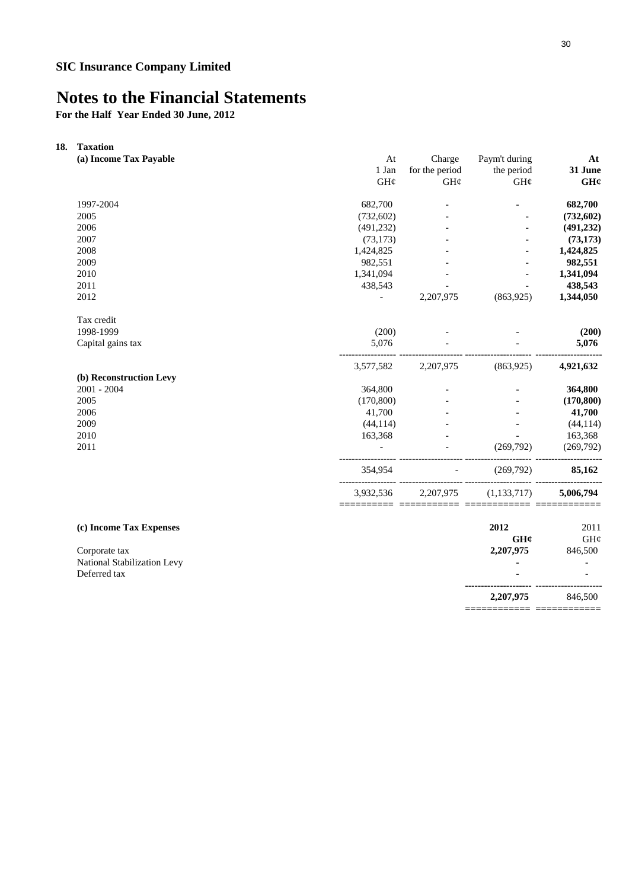## SIC Insurance Company Limited

# Notes to the Financial Statements

**For the Half Year Ended 30 June, 2012**

**18. Taxation**

| **(a) Income Tax Payable** | At 1 Jan GH¢ | Charge for the period GH¢ | Paym't during the period GH¢ | **At 31 June GH¢** |
|---|---|---|---|---|
| 1997-2004 | 682,700 | - | - | **682,700** |
| 2005 | (732,602) | - | - | **(732,602)** |
| 2006 | (491,232) | - | - | **(491,232)** |
| 2007 | (73,173) | - | - | **(73,173)** |
| 2008 | 1,424,825 | - | - | **1,424,825** |
| 2009 | 982,551 | - | - | **982,551** |
| 2010 | 1,341,094 | - | - | **1,341,094** |
| 2011 | 438,543 | - | - | **438,543** |
| 2012 | - | 2,207,975 | (863,925) | **1,344,050** |
| Tax credit | | | | |
| 1998-1999 | (200) | - | - | **(200)** |
| Capital gains tax | 5,076 | - | - | **5,076** |
| | 3,577,582 | 2,207,975 | (863,925) | **4,921,632** |
| **(b) Reconstruction Levy** | | | | |
| 2001 - 2004 | 364,800 | - | - | **364,800** |
| 2005 | (170,800) | - | - | **(170,800)** |
| 2006 | 41,700 | - | - | **41,700** |
| 2009 | (44,114) | - | - | (44,114) |
| 2010 | 163,368 | - | - | 163,368 |
| 2011 | - | - | (269,792) | (269,792) |
| | 354,954 | - | (269,792) | **85,162** |
| | 3,932,536 | 2,207,975 | (1,133,717) | **5,006,794** |

| **(c) Income Tax Expenses** | **2012 GH¢** | 2011 GH¢ |
|---|---|---|
| Corporate tax | **2,207,975** | 846,500 |
| National Stabilization Levy | **-** | - |
| Deferred tax | **-** | - |
| | **2,207,975** | 846,500 |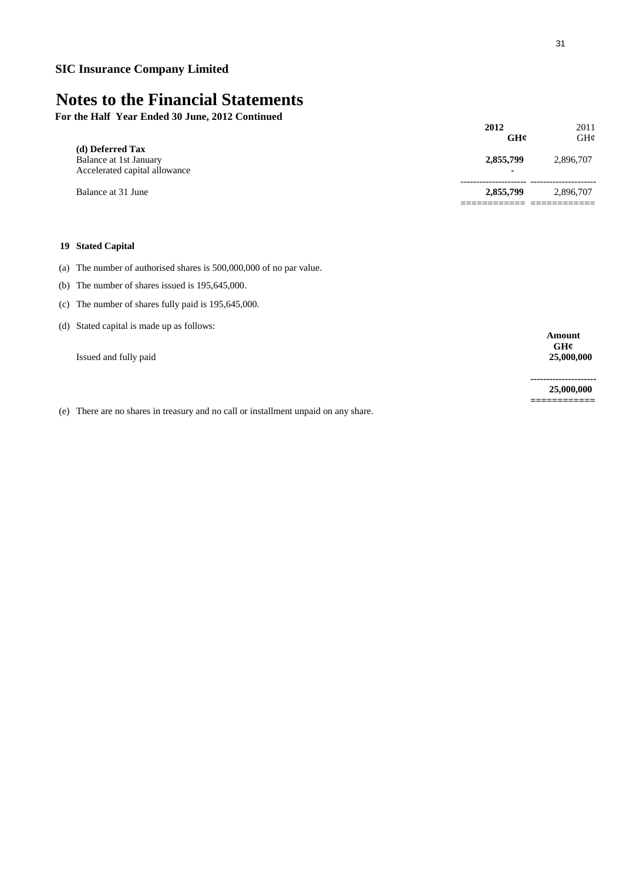**SIC Insurance Company Limited**

# Notes to the Financial Statements

**For the Half Year Ended 30 June, 2012 Continued**

| | **2012** | 2011 |
|---|---|---|
| | **GH¢** | GH¢ |
| **(d) Deferred Tax** | | |
| Balance at 1st January | **2,855,799** | 2,896,707 |
| Accelerated capital allowance | **-** | |
| Balance at 31 June | **2,855,799** | 2,896,707 |

**19 Stated Capital**

(a) The number of authorised shares is 500,000,000 of no par value.

(b) The number of shares issued is 195,645,000.

(c) The number of shares fully paid is 195,645,000.

(d) Stated capital is made up as follows:

| | **Amount** |
|---|---|
| | **GH¢** |
| Issued and fully paid | **25,000,000** |
| | **25,000,000** |

(e) There are no shares in treasury and no call or installment unpaid on any share.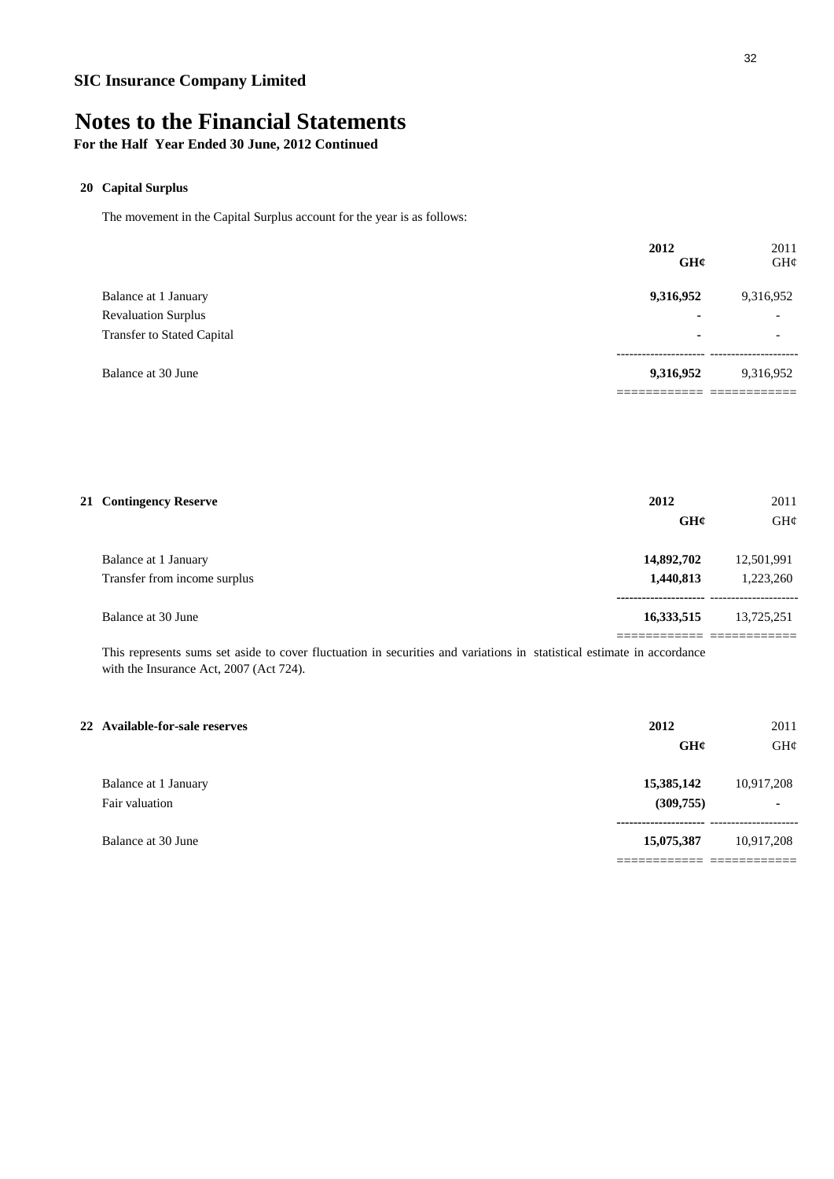**SIC Insurance Company Limited**

# Notes to the Financial Statements

**For the Half Year Ended 30 June, 2012 Continued**

## 20 Capital Surplus

The movement in the Capital Surplus account for the year is as follows:

| | **2012** | 2011 |
|---|---|---|
| | **GH¢** | GH¢ |
| Balance at 1 January | **9,316,952** | 9,316,952 |
| Revaluation Surplus | **-** | - |
| Transfer to Stated Capital | **-** | - |
| Balance at 30 June | **9,316,952** | 9,316,952 |

## 21 Contingency Reserve

| | **2012** | 2011 |
|---|---|---|
| | **GH¢** | GH¢ |
| Balance at 1 January | **14,892,702** | 12,501,991 |
| Transfer from income surplus | **1,440,813** | 1,223,260 |
| Balance at 30 June | **16,333,515** | 13,725,251 |

This represents sums set aside to cover fluctuation in securities and variations in statistical estimate in accordance with the Insurance Act, 2007 (Act 724).

## 22 Available-for-sale reserves

| | **2012** | 2011 |
|---|---|---|
| | **GH¢** | GH¢ |
| Balance at 1 January | **15,385,142** | 10,917,208 |
| Fair valuation | **(309,755)** | - |
| Balance at 30 June | **15,075,387** | 10,917,208 |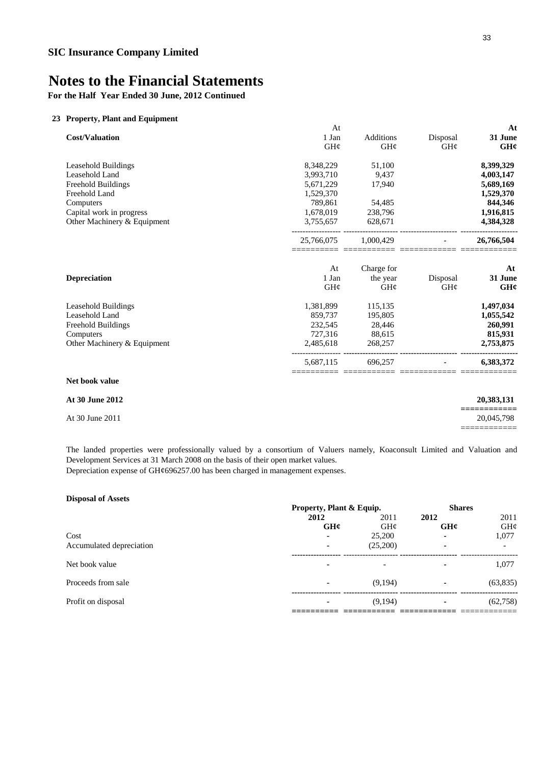## SIC Insurance Company Limited

# Notes to the Financial Statements

**For the Half Year Ended 30 June, 2012 Continued**

### 23 Property, Plant and Equipment

| Cost/Valuation | At 1 Jan GH¢ | Additions GH¢ | Disposal GH¢ | **At 31 June GH¢** |
|---|---|---|---|---|
| Leasehold Buildings | 8,348,229 | 51,100 | | **8,399,329** |
| Leasehold Land | 3,993,710 | 9,437 | | **4,003,147** |
| Freehold Buildings | 5,671,229 | 17,940 | | **5,689,169** |
| Freehold Land | 1,529,370 | | | **1,529,370** |
| Computers | 789,861 | 54,485 | | **844,346** |
| Capital work in progress | 1,678,019 | 238,796 | | **1,916,815** |
| Other Machinery & Equipment | 3,755,657 | 628,671 | | **4,384,328** |
| | 25,766,075 | 1,000,429 | - | **26,766,504** |

| Depreciation | At 1 Jan GH¢ | Charge for the year GH¢ | Disposal GH¢ | **At 31 June GH¢** |
|---|---|---|---|---|
| Leasehold Buildings | 1,381,899 | 115,135 | | **1,497,034** |
| Leasehold Land | 859,737 | 195,805 | | **1,055,542** |
| Freehold Buildings | 232,545 | 28,446 | | **260,991** |
| Computers | 727,316 | 88,615 | | **815,931** |
| Other Machinery & Equipment | 2,485,618 | 268,257 | | **2,753,875** |
| | 5,687,115 | 696,257 | - | **6,383,372** |

**Net book value**

| | |
|---|---|
| **At 30 June 2012** | **20,383,131** |
| At 30 June 2011 | 20,045,798 |

The landed properties were professionally valued by a consortium of Valuers namely, Koaconsult Limited and Valuation and Development Services at 31 March 2008 on the basis of their open market values.
Depreciation expense of GH¢696257.00 has been charged in management expenses.

**Disposal of Assets**

| | Property, Plant & Equip. | | Shares | |
|---|---|---|---|---|
| | **2012 GH¢** | 2011 GH¢ | **2012 GH¢** | 2011 GH¢ |
| Cost | - | 25,200 | - | 1,077 |
| Accumulated depreciation | - | (25,200) | - | - |
| Net book value | - | - | - | 1,077 |
| Proceeds from sale | - | (9,194) | - | (63,835) |
| Profit on disposal | - | (9,194) | - | (62,758) |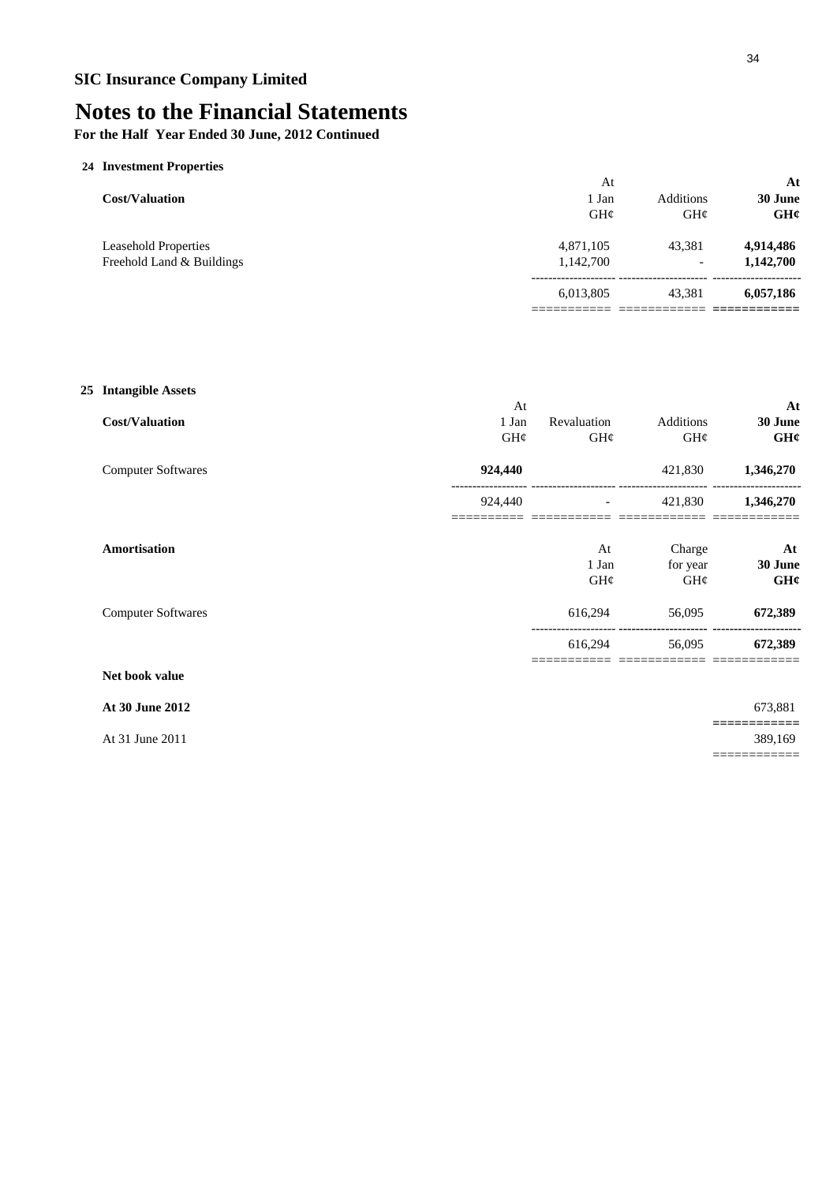**SIC Insurance Company Limited**

# Notes to the Financial Statements

**For the Half Year Ended 30 June, 2012 Continued**

## 24 Investment Properties

| Cost/Valuation | At 1 Jan GH¢ | Additions GH¢ | **At 30 June GH¢** |
|---|---|---|---|
| Leasehold Properties | 4,871,105 | 43,381 | **4,914,486** |
| Freehold Land & Buildings | 1,142,700 | - | **1,142,700** |
| | 6,013,805 | 43,381 | **6,057,186** |

## 25 Intangible Assets

| Cost/Valuation | At 1 Jan GH¢ | Revaluation GH¢ | Additions GH¢ | **At 30 June GH¢** |
|---|---|---|---|---|
| Computer Softwares | **924,440** | | 421,830 | **1,346,270** |
| | 924,440 | - | 421,830 | **1,346,270** |

| Amortisation | At 1 Jan GH¢ | Charge for year GH¢ | **At 30 June GH¢** |
|---|---|---|---|
| Computer Softwares | 616,294 | 56,095 | **672,389** |
| | 616,294 | 56,095 | **672,389** |

| Net book value | |
|---|---|
| **At 30 June 2012** | 673,881 |
| At 31 June 2011 | 389,169 |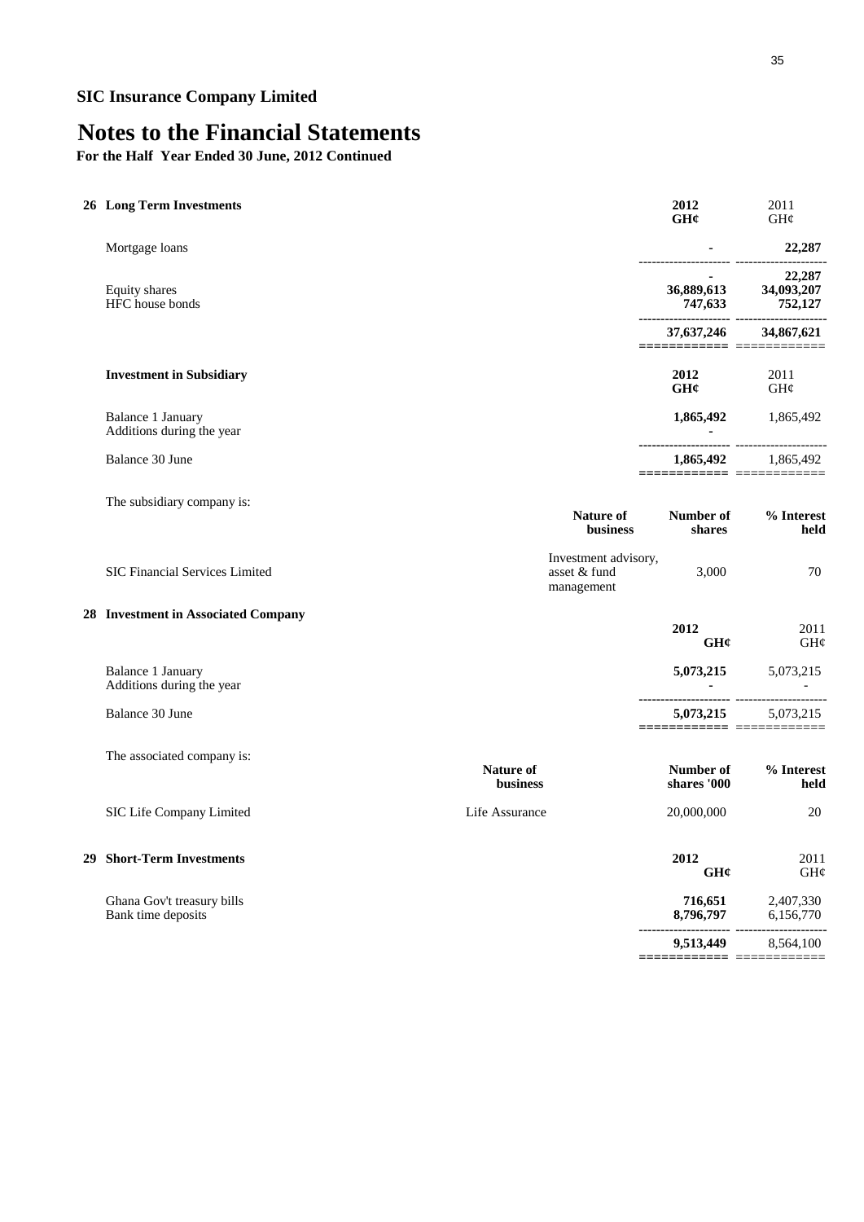**SIC Insurance Company Limited**

# Notes to the Financial Statements

**For the Half Year Ended 30 June, 2012 Continued**

## 26 Long Term Investments

| | 2012 GH¢ | 2011 GH¢ |
|---|---|---|
| Mortgage loans | - | 22,287 |
| | - | 22,287 |
| Equity shares | 36,889,613 | 34,093,207 |
| HFC house bonds | 747,633 | 752,127 |
| | 37,637,246 | 34,867,621 |

## Investment in Subsidiary

| | 2012 GH¢ | 2011 GH¢ |
|---|---|---|
| Balance 1 January | 1,865,492 | 1,865,492 |
| Additions during the year | - | |
| Balance 30 June | 1,865,492 | 1,865,492 |

The subsidiary company is:

| | Nature of business | Number of shares | % Interest held |
|---|---|---|---|
| SIC Financial Services Limited | Investment advisory, asset & fund management | 3,000 | 70 |

## 28 Investment in Associated Company

| | 2012 GH¢ | 2011 GH¢ |
|---|---|---|
| Balance 1 January | 5,073,215 | 5,073,215 |
| Additions during the year | - | - |
| Balance 30 June | 5,073,215 | 5,073,215 |

The associated company is:

| | Nature of business | Number of shares '000 | % Interest held |
|---|---|---|---|
| SIC Life Company Limited | Life Assurance | 20,000,000 | 20 |

## 29 Short-Term Investments

| | 2012 GH¢ | 2011 GH¢ |
|---|---|---|
| Ghana Gov't treasury bills | 716,651 | 2,407,330 |
| Bank time deposits | 8,796,797 | 6,156,770 |
| | 9,513,449 | 8,564,100 |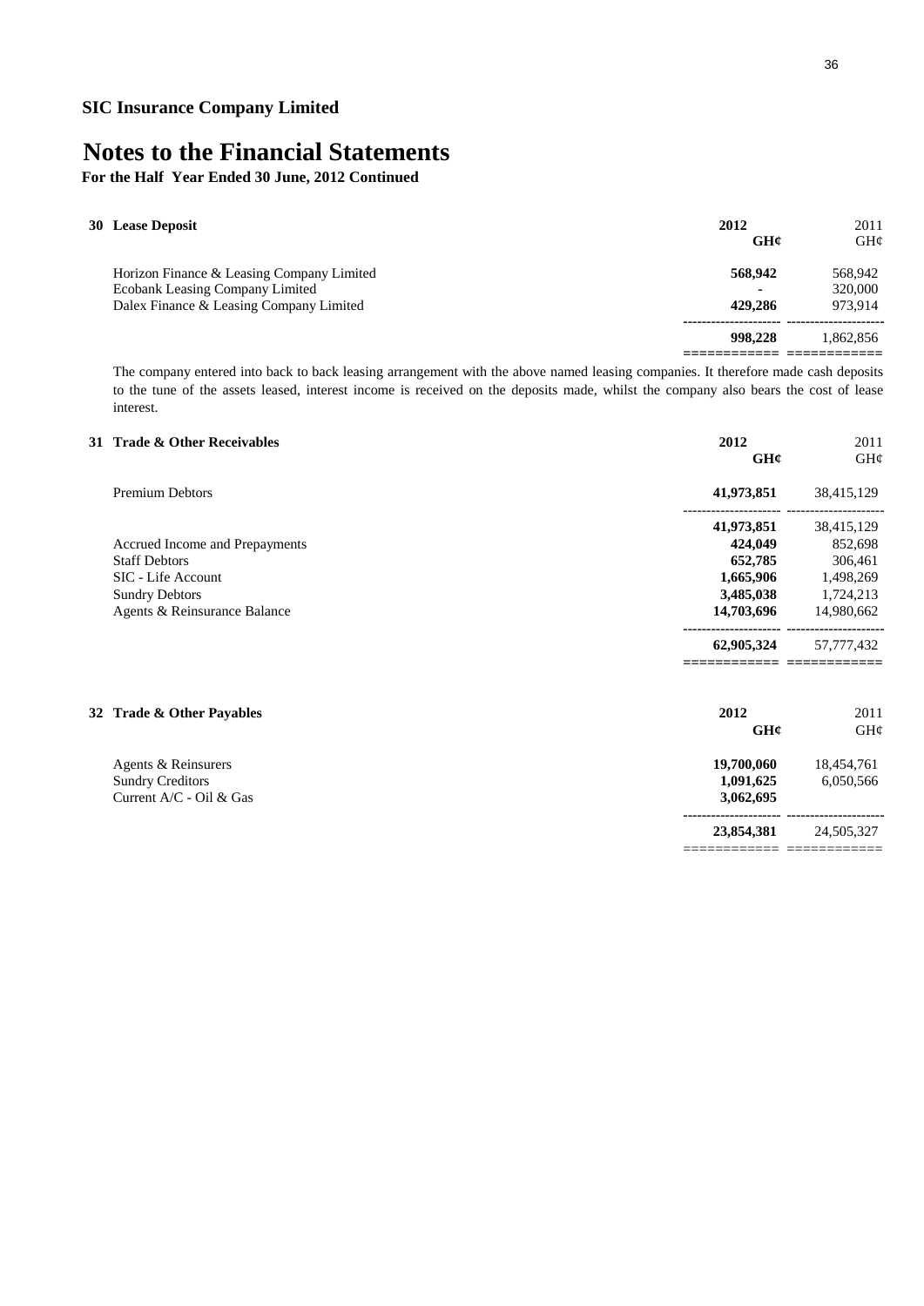**SIC Insurance Company Limited**

# Notes to the Financial Statements

**For the Half Year Ended 30 June, 2012 Continued**

## 30 Lease Deposit

| | 2012 GH¢ | 2011 GH¢ |
|---|---|---|
| Horizon Finance & Leasing Company Limited | **568,942** | 568,942 |
| Ecobank Leasing Company Limited | **-** | 320,000 |
| Dalex Finance & Leasing Company Limited | **429,286** | 973,914 |
| | **998,228** | 1,862,856 |

The company entered into back to back leasing arrangement with the above named leasing companies. It therefore made cash deposits to the tune of the assets leased, interest income is received on the deposits made, whilst the company also bears the cost of lease interest.

## 31 Trade & Other Receivables

| | 2012 GH¢ | 2011 GH¢ |
|---|---|---|
| Premium Debtors | **41,973,851** | 38,415,129 |
| | **41,973,851** | 38,415,129 |
| Accrued Income and Prepayments | **424,049** | 852,698 |
| Staff Debtors | **652,785** | 306,461 |
| SIC - Life Account | **1,665,906** | 1,498,269 |
| Sundry Debtors | **3,485,038** | 1,724,213 |
| Agents & Reinsurance Balance | **14,703,696** | 14,980,662 |
| | **62,905,324** | 57,777,432 |

## 32 Trade & Other Payables

| | 2012 GH¢ | 2011 GH¢ |
|---|---|---|
| Agents & Reinsurers | **19,700,060** | 18,454,761 |
| Sundry Creditors | **1,091,625** | 6,050,566 |
| Current A/C - Oil & Gas | **3,062,695** | |
| | **23,854,381** | 24,505,327 |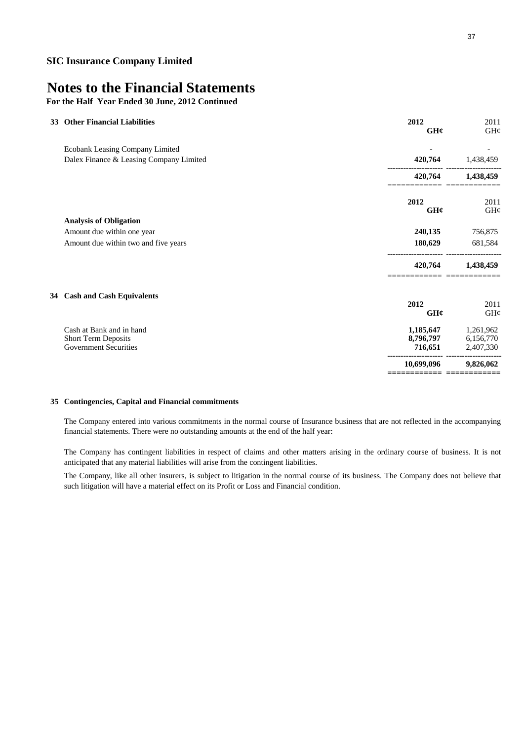**SIC Insurance Company Limited**

# Notes to the Financial Statements

**For the Half Year Ended 30 June, 2012 Continued**

## 33 Other Financial Liabilities

| | 2012 GH¢ | 2011 GH¢ |
|---|---|---|
| Ecobank Leasing Company Limited | - | - |
| Dalex Finance & Leasing Company Limited | 420,764 | 1,438,459 |
| | **420,764** | **1,438,459** |

| | 2012 GH¢ | 2011 GH¢ |
|---|---|---|
| **Analysis of Obligation** | | |
| Amount due within one year | 240,135 | 756,875 |
| Amount due within two and five years | 180,629 | 681,584 |
| | **420,764** | **1,438,459** |

## 34 Cash and Cash Equivalents

| | 2012 GH¢ | 2011 GH¢ |
|---|---|---|
| Cash at Bank and in hand | 1,185,647 | 1,261,962 |
| Short Term Deposits | 8,796,797 | 6,156,770 |
| Government Securities | 716,651 | 2,407,330 |
| | **10,699,096** | **9,826,062** |

## 35 Contingencies, Capital and Financial commitments

The Company entered into various commitments in the normal course of Insurance business that are not reflected in the accompanying financial statements. There were no outstanding amounts at the end of the half year:

The Company has contingent liabilities in respect of claims and other matters arising in the ordinary course of business. It is not anticipated that any material liabilities will arise from the contingent liabilities.

The Company, like all other insurers, is subject to litigation in the normal course of its business. The Company does not believe that such litigation will have a material effect on its Profit or Loss and Financial condition.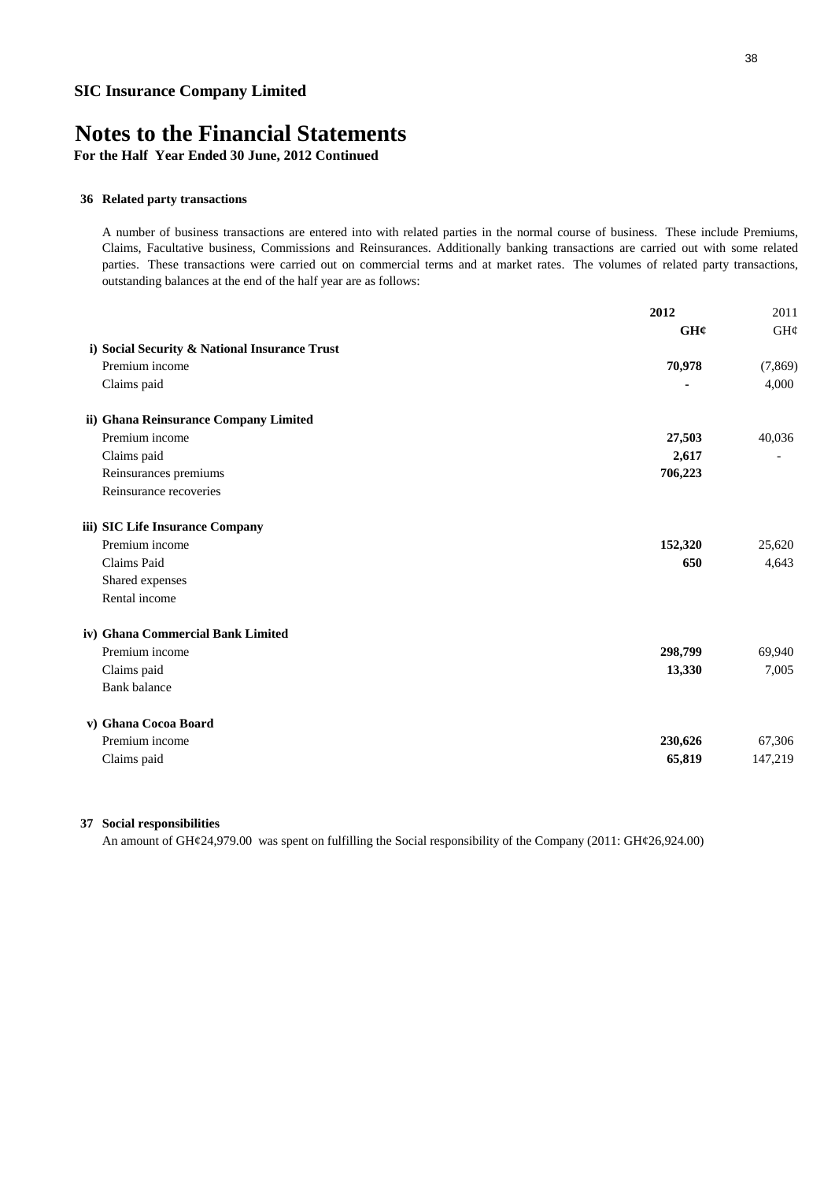**SIC Insurance Company Limited**

# Notes to the Financial Statements

**For the Half Year Ended 30 June, 2012 Continued**

### 36 Related party transactions

A number of business transactions are entered into with related parties in the normal course of business. These include Premiums, Claims, Facultative business, Commissions and Reinsurances. Additionally banking transactions are carried out with some related parties. These transactions were carried out on commercial terms and at market rates. The volumes of related party transactions, outstanding balances at the end of the half year are as follows:

| | **2012** | 2011 |
|---|---|---|
| | **GH¢** | GH¢ |
| **i) Social Security & National Insurance Trust** | | |
| Premium income | **70,978** | (7,869) |
| Claims paid | **-** | 4,000 |
| **ii) Ghana Reinsurance Company Limited** | | |
| Premium income | **27,503** | 40,036 |
| Claims paid | **2,617** | - |
| Reinsurances premiums | **706,223** | |
| Reinsurance recoveries | | |
| **iii) SIC Life Insurance Company** | | |
| Premium income | **152,320** | 25,620 |
| Claims Paid | **650** | 4,643 |
| Shared expenses | | |
| Rental income | | |
| **iv) Ghana Commercial Bank Limited** | | |
| Premium income | **298,799** | 69,940 |
| Claims paid | **13,330** | 7,005 |
| Bank balance | | |
| **v) Ghana Cocoa Board** | | |
| Premium income | **230,626** | 67,306 |
| Claims paid | **65,819** | 147,219 |

### 37 Social responsibilities

An amount of GH¢24,979.00 was spent on fulfilling the Social responsibility of the Company (2011: GH¢26,924.00)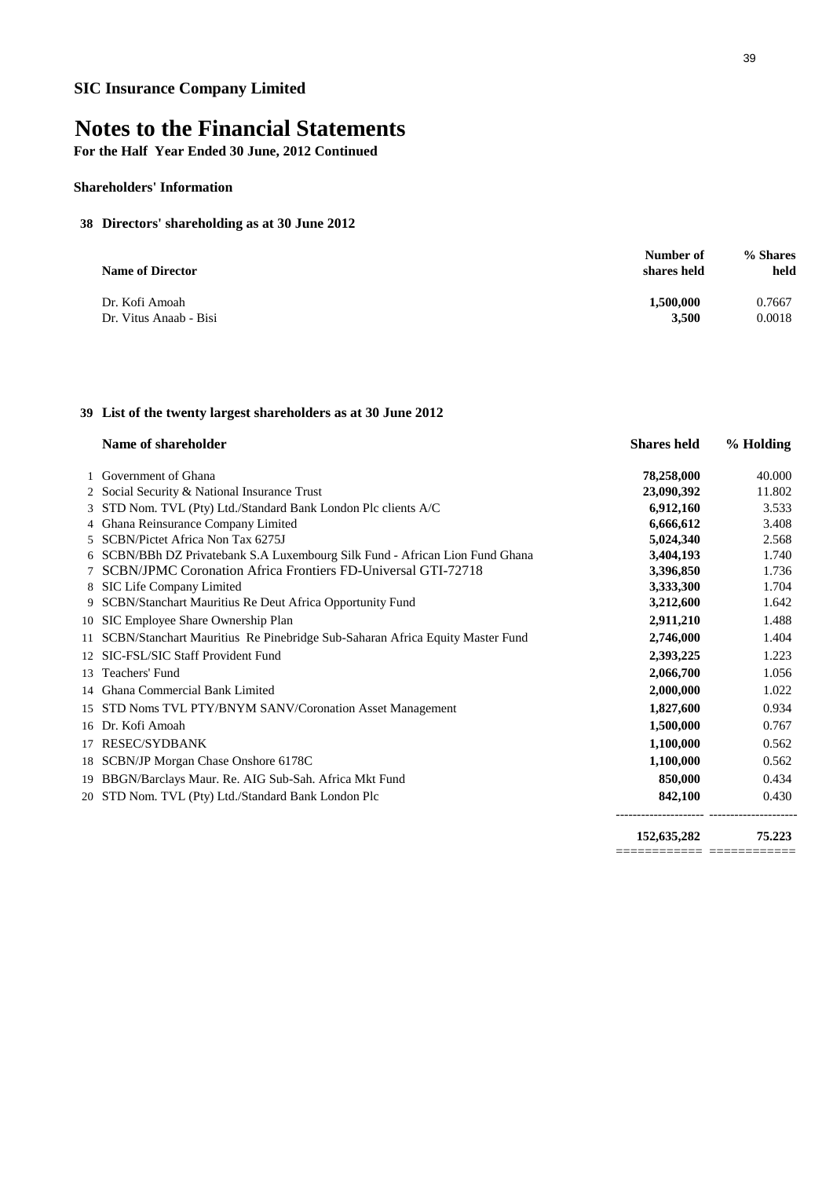**SIC Insurance Company Limited**

# Notes to the Financial Statements

**For the Half Year Ended 30 June, 2012 Continued**

**Shareholders' Information**

## 38 Directors' shareholding as at 30 June 2012

| Name of Director | Number of shares held | % Shares held |
|---|---|---|
| Dr. Kofi Amoah | **1,500,000** | 0.7667 |
| Dr. Vitus Anaab - Bisi | **3,500** | 0.0018 |

## 39 List of the twenty largest shareholders as at 30 June 2012

| | Name of shareholder | Shares held | % Holding |
|---|---|---|---|
| 1 | Government of Ghana | **78,258,000** | 40.000 |
| 2 | Social Security & National Insurance Trust | **23,090,392** | 11.802 |
| 3 | STD Nom. TVL (Pty) Ltd./Standard Bank London Plc clients A/C | **6,912,160** | 3.533 |
| 4 | Ghana Reinsurance Company Limited | **6,666,612** | 3.408 |
| 5 | SCBN/Pictet Africa Non Tax 6275J | **5,024,340** | 2.568 |
| 6 | SCBN/BBh DZ Privatebank S.A Luxembourg Silk Fund - African Lion Fund Ghana | **3,404,193** | 1.740 |
| 7 | SCBN/JPMC Coronation Africa Frontiers FD-Universal GTI-72718 | **3,396,850** | 1.736 |
| 8 | SIC Life Company Limited | **3,333,300** | 1.704 |
| 9 | SCBN/Stanchart Mauritius Re Deut Africa Opportunity Fund | **3,212,600** | 1.642 |
| 10 | SIC Employee Share Ownership Plan | **2,911,210** | 1.488 |
| 11 | SCBN/Stanchart Mauritius Re Pinebridge Sub-Saharan Africa Equity Master Fund | **2,746,000** | 1.404 |
| 12 | SIC-FSL/SIC Staff Provident Fund | **2,393,225** | 1.223 |
| 13 | Teachers' Fund | **2,066,700** | 1.056 |
| 14 | Ghana Commercial Bank Limited | **2,000,000** | 1.022 |
| 15 | STD Noms TVL PTY/BNYM SANV/Coronation Asset Management | **1,827,600** | 0.934 |
| 16 | Dr. Kofi Amoah | **1,500,000** | 0.767 |
| 17 | RESEC/SYDBANK | **1,100,000** | 0.562 |
| 18 | SCBN/JP Morgan Chase Onshore 6178C | **1,100,000** | 0.562 |
| 19 | BBGN/Barclays Maur. Re. AIG Sub-Sah. Africa Mkt Fund | **850,000** | 0.434 |
| 20 | STD Nom. TVL (Pty) Ltd./Standard Bank London Plc | **842,100** | 0.430 |
| | | **152,635,282** | **75.223** |